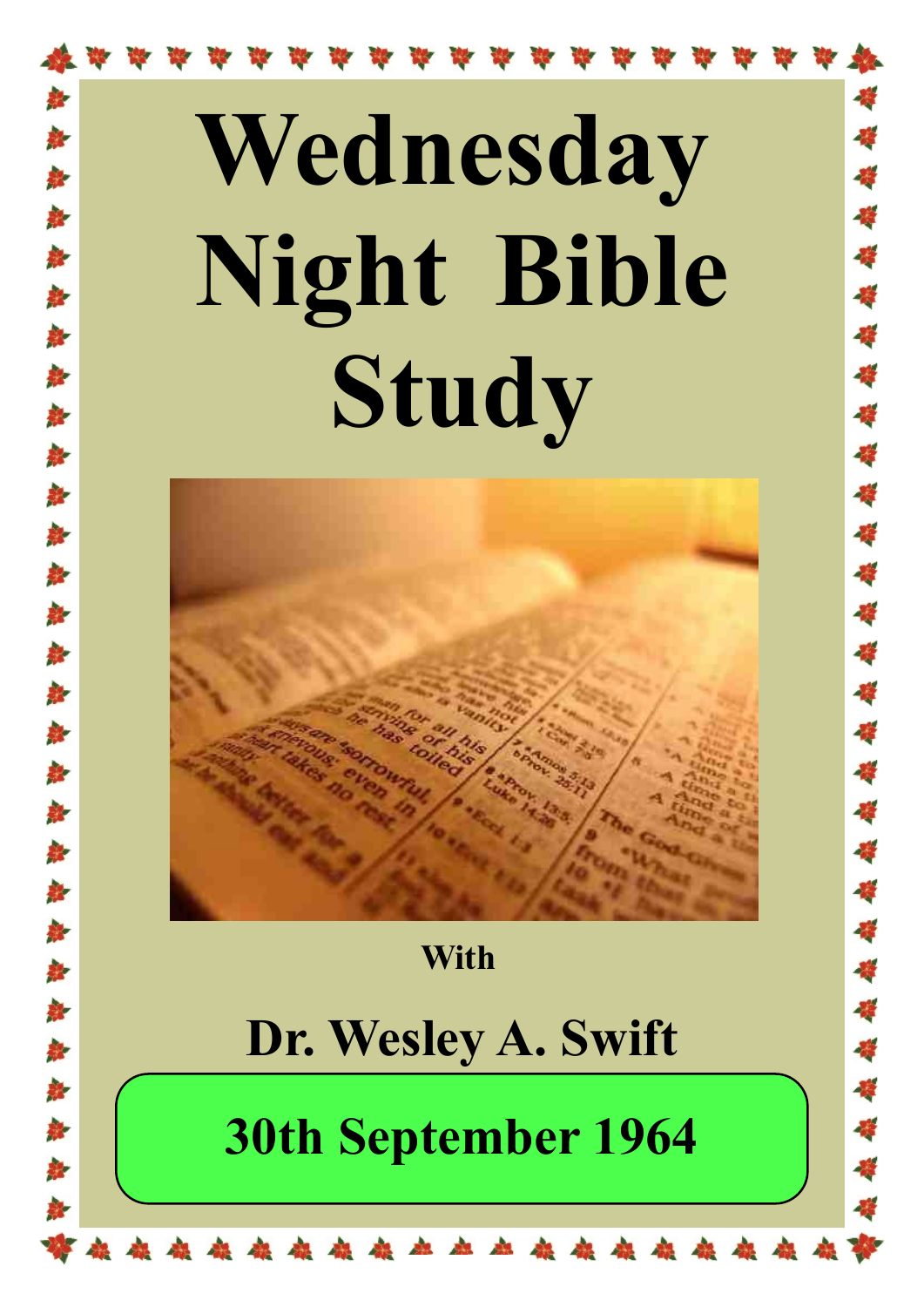# Wednesday Night Bible Study

With

## Dr. Wesley A. Swift

**30th September 1964**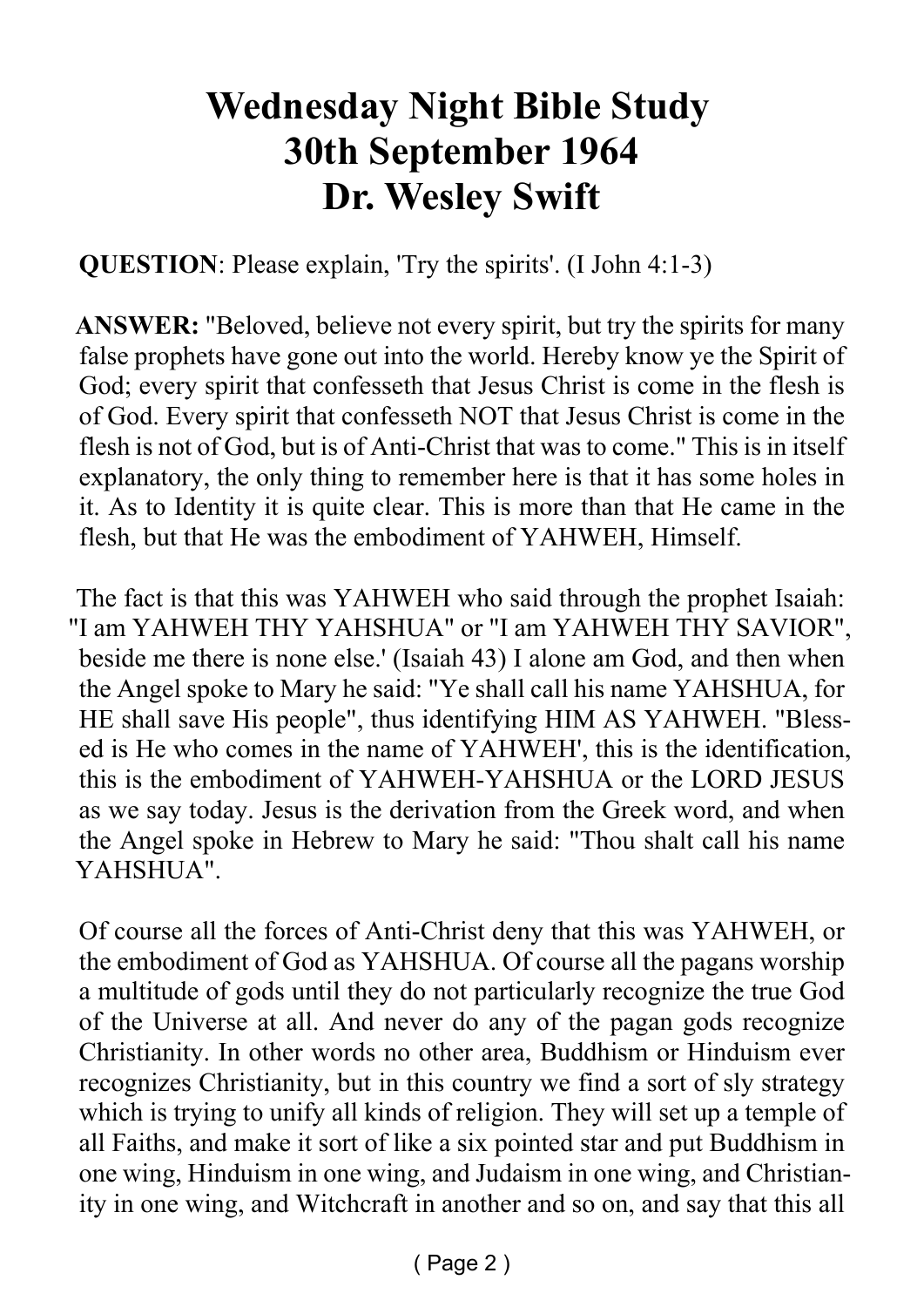# Wednesday Night Bible Study
# 30th September 1964
# Dr. Wesley Swift

**QUESTION**: Please explain, 'Try the spirits'. (I John 4:1-3)

**ANSWER:** "Beloved, believe not every spirit, but try the spirits for many false prophets have gone out into the world. Hereby know ye the Spirit of God; every spirit that confesseth that Jesus Christ is come in the flesh is of God. Every spirit that confesseth NOT that Jesus Christ is come in the flesh is not of God, but is of Anti-Christ that was to come." This is in itself explanatory, the only thing to remember here is that it has some holes in it. As to Identity it is quite clear. This is more than that He came in the flesh, but that He was the embodiment of YAHWEH, Himself.

The fact is that this was YAHWEH who said through the prophet Isaiah: "I am YAHWEH THY YAHSHUA" or "I am YAHWEH THY SAVIOR", beside me there is none else.' (Isaiah 43) I alone am God, and then when the Angel spoke to Mary he said: "Ye shall call his name YAHSHUA, for HE shall save His people", thus identifying HIM AS YAHWEH. "Blessed is He who comes in the name of YAHWEH', this is the identification, this is the embodiment of YAHWEH-YAHSHUA or the LORD JESUS as we say today. Jesus is the derivation from the Greek word, and when the Angel spoke in Hebrew to Mary he said: "Thou shalt call his name YAHSHUA".

Of course all the forces of Anti-Christ deny that this was YAHWEH, or the embodiment of God as YAHSHUA. Of course all the pagans worship a multitude of gods until they do not particularly recognize the true God of the Universe at all. And never do any of the pagan gods recognize Christianity. In other words no other area, Buddhism or Hinduism ever recognizes Christianity, but in this country we find a sort of sly strategy which is trying to unify all kinds of religion. They will set up a temple of all Faiths, and make it sort of like a six pointed star and put Buddhism in one wing, Hinduism in one wing, and Judaism in one wing, and Christianity in one wing, and Witchcraft in another and so on, and say that this all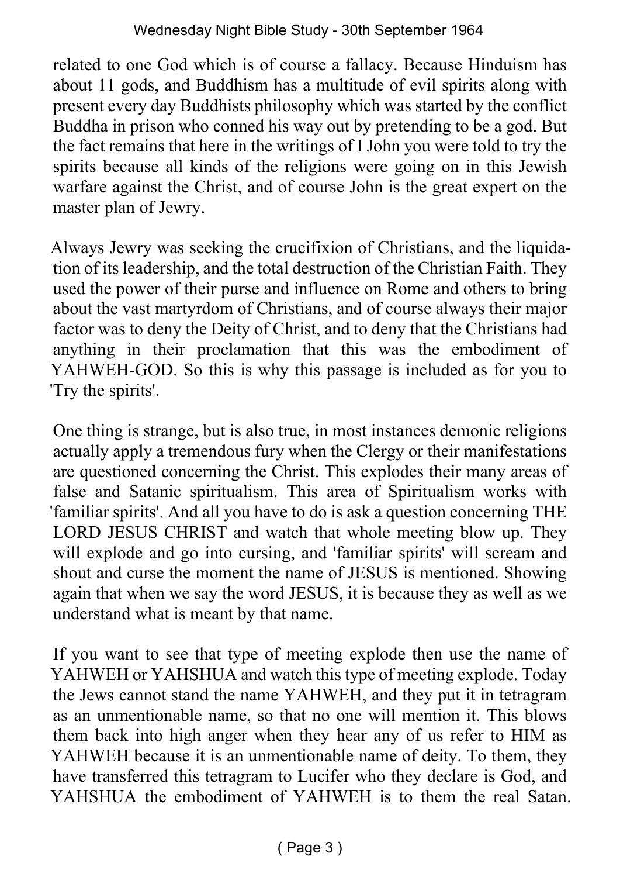related to one God which is of course a fallacy. Because Hinduism has about 11 gods, and Buddhism has a multitude of evil spirits along with present every day Buddhists philosophy which was started by the conflict Buddha in prison who conned his way out by pretending to be a god. But the fact remains that here in the writings of I John you were told to try the spirits because all kinds of the religions were going on in this Jewish warfare against the Christ, and of course John is the great expert on the master plan of Jewry.

Always Jewry was seeking the crucifixion of Christians, and the liquidation of its leadership, and the total destruction of the Christian Faith. They used the power of their purse and influence on Rome and others to bring about the vast martyrdom of Christians, and of course always their major factor was to deny the Deity of Christ, and to deny that the Christians had anything in their proclamation that this was the embodiment of YAHWEH-GOD. So this is why this passage is included as for you to 'Try the spirits'.

One thing is strange, but is also true, in most instances demonic religions actually apply a tremendous fury when the Clergy or their manifestations are questioned concerning the Christ. This explodes their many areas of false and Satanic spiritualism. This area of Spiritualism works with 'familiar spirits'. And all you have to do is ask a question concerning THE LORD JESUS CHRIST and watch that whole meeting blow up. They will explode and go into cursing, and 'familiar spirits' will scream and shout and curse the moment the name of JESUS is mentioned. Showing again that when we say the word JESUS, it is because they as well as we understand what is meant by that name.

If you want to see that type of meeting explode then use the name of YAHWEH or YAHSHUA and watch this type of meeting explode. Today the Jews cannot stand the name YAHWEH, and they put it in tetragram as an unmentionable name, so that no one will mention it. This blows them back into high anger when they hear any of us refer to HIM as YAHWEH because it is an unmentionable name of deity. To them, they have transferred this tetragram to Lucifer who they declare is God, and YAHSHUA the embodiment of YAHWEH is to them the real Satan.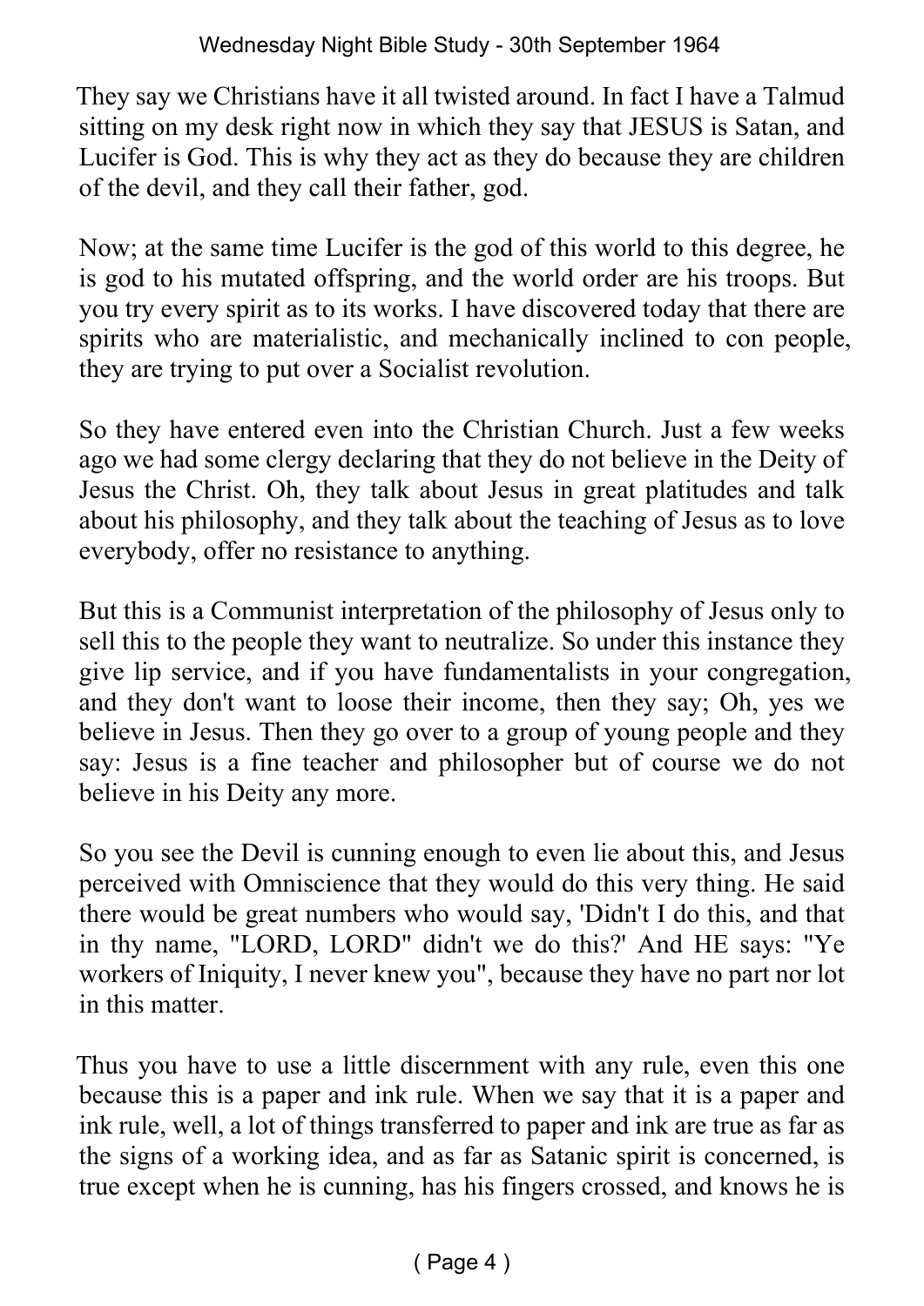They say we Christians have it all twisted around. In fact I have a Talmud sitting on my desk right now in which they say that JESUS is Satan, and Lucifer is God. This is why they act as they do because they are children of the devil, and they call their father, god.

Now; at the same time Lucifer is the god of this world to this degree, he is god to his mutated offspring, and the world order are his troops. But you try every spirit as to its works. I have discovered today that there are spirits who are materialistic, and mechanically inclined to con people, they are trying to put over a Socialist revolution.

So they have entered even into the Christian Church. Just a few weeks ago we had some clergy declaring that they do not believe in the Deity of Jesus the Christ. Oh, they talk about Jesus in great platitudes and talk about his philosophy, and they talk about the teaching of Jesus as to love everybody, offer no resistance to anything.

But this is a Communist interpretation of the philosophy of Jesus only to sell this to the people they want to neutralize. So under this instance they give lip service, and if you have fundamentalists in your congregation, and they don't want to loose their income, then they say; Oh, yes we believe in Jesus. Then they go over to a group of young people and they say: Jesus is a fine teacher and philosopher but of course we do not believe in his Deity any more.

So you see the Devil is cunning enough to even lie about this, and Jesus perceived with Omniscience that they would do this very thing. He said there would be great numbers who would say, 'Didn't I do this, and that in thy name, "LORD, LORD" didn't we do this?' And HE says: "Ye workers of Iniquity, I never knew you", because they have no part nor lot in this matter.

Thus you have to use a little discernment with any rule, even this one because this is a paper and ink rule. When we say that it is a paper and ink rule, well, a lot of things transferred to paper and ink are true as far as the signs of a working idea, and as far as Satanic spirit is concerned, is true except when he is cunning, has his fingers crossed, and knows he is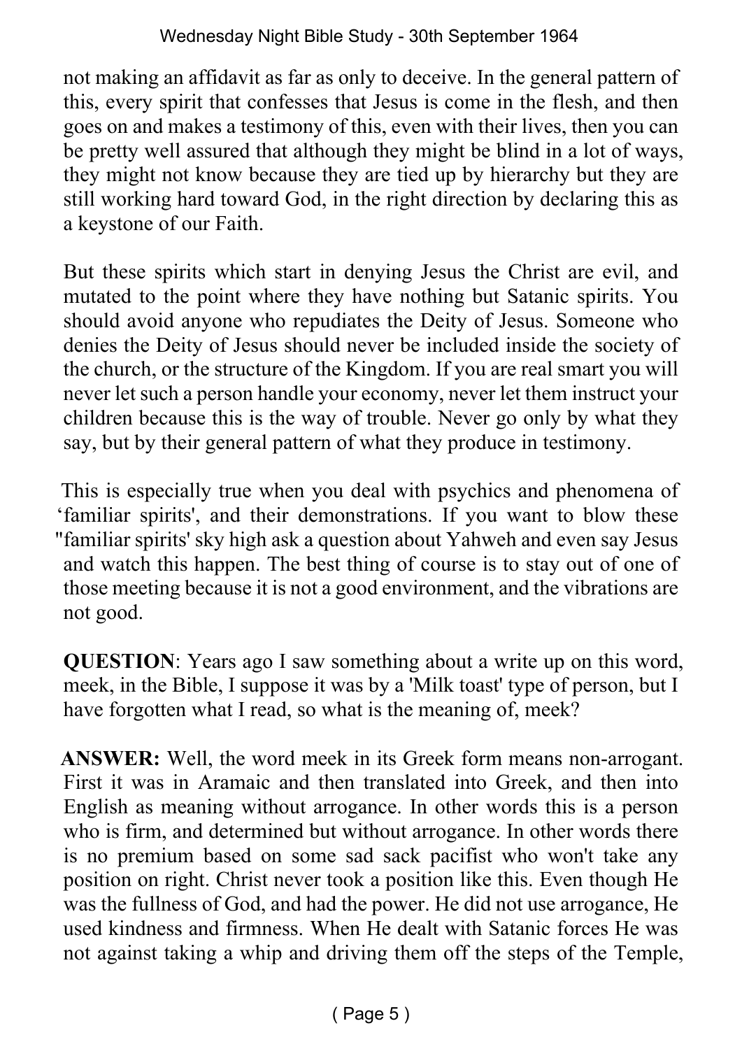not making an affidavit as far as only to deceive. In the general pattern of this, every spirit that confesses that Jesus is come in the flesh, and then goes on and makes a testimony of this, even with their lives, then you can be pretty well assured that although they might be blind in a lot of ways, they might not know because they are tied up by hierarchy but they are still working hard toward God, in the right direction by declaring this as a keystone of our Faith.

But these spirits which start in denying Jesus the Christ are evil, and mutated to the point where they have nothing but Satanic spirits. You should avoid anyone who repudiates the Deity of Jesus. Someone who denies the Deity of Jesus should never be included inside the society of the church, or the structure of the Kingdom. If you are real smart you will never let such a person handle your economy, never let them instruct your children because this is the way of trouble. Never go only by what they say, but by their general pattern of what they produce in testimony.

This is especially true when you deal with psychics and phenomena of 'familiar spirits', and their demonstrations. If you want to blow these "familiar spirits' sky high ask a question about Yahweh and even say Jesus and watch this happen. The best thing of course is to stay out of one of those meeting because it is not a good environment, and the vibrations are not good.

**QUESTION**: Years ago I saw something about a write up on this word, meek, in the Bible, I suppose it was by a 'Milk toast' type of person, but I have forgotten what I read, so what is the meaning of, meek?

**ANSWER:** Well, the word meek in its Greek form means non-arrogant. First it was in Aramaic and then translated into Greek, and then into English as meaning without arrogance. In other words this is a person who is firm, and determined but without arrogance. In other words there is no premium based on some sad sack pacifist who won't take any position on right. Christ never took a position like this. Even though He was the fullness of God, and had the power. He did not use arrogance, He used kindness and firmness. When He dealt with Satanic forces He was not against taking a whip and driving them off the steps of the Temple,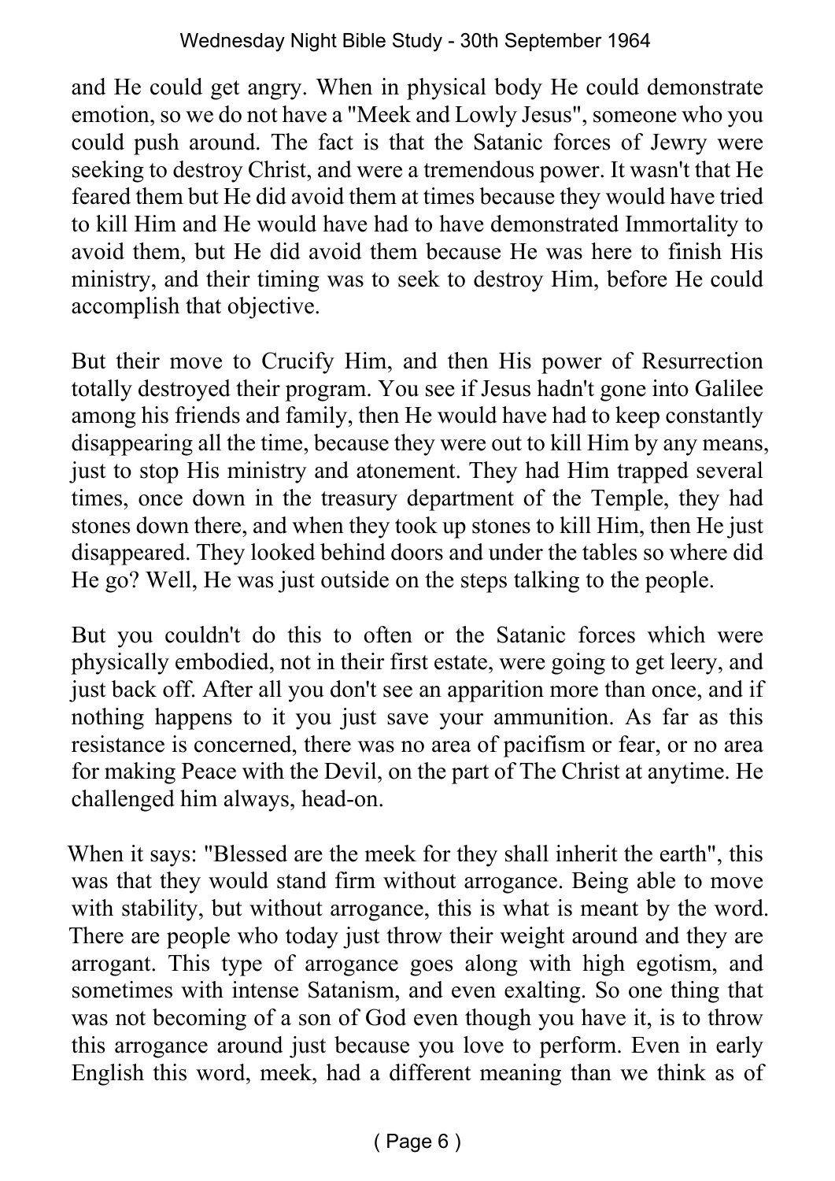and He could get angry. When in physical body He could demonstrate emotion, so we do not have a "Meek and Lowly Jesus", someone who you could push around. The fact is that the Satanic forces of Jewry were seeking to destroy Christ, and were a tremendous power. It wasn't that He feared them but He did avoid them at times because they would have tried to kill Him and He would have had to have demonstrated Immortality to avoid them, but He did avoid them because He was here to finish His ministry, and their timing was to seek to destroy Him, before He could accomplish that objective.

But their move to Crucify Him, and then His power of Resurrection totally destroyed their program. You see if Jesus hadn't gone into Galilee among his friends and family, then He would have had to keep constantly disappearing all the time, because they were out to kill Him by any means, just to stop His ministry and atonement. They had Him trapped several times, once down in the treasury department of the Temple, they had stones down there, and when they took up stones to kill Him, then He just disappeared. They looked behind doors and under the tables so where did He go? Well, He was just outside on the steps talking to the people.

But you couldn't do this to often or the Satanic forces which were physically embodied, not in their first estate, were going to get leery, and just back off. After all you don't see an apparition more than once, and if nothing happens to it you just save your ammunition. As far as this resistance is concerned, there was no area of pacifism or fear, or no area for making Peace with the Devil, on the part of The Christ at anytime. He challenged him always, head-on.

When it says: "Blessed are the meek for they shall inherit the earth", this was that they would stand firm without arrogance. Being able to move with stability, but without arrogance, this is what is meant by the word. There are people who today just throw their weight around and they are arrogant. This type of arrogance goes along with high egotism, and sometimes with intense Satanism, and even exalting. So one thing that was not becoming of a son of God even though you have it, is to throw this arrogance around just because you love to perform. Even in early English this word, meek, had a different meaning than we think as of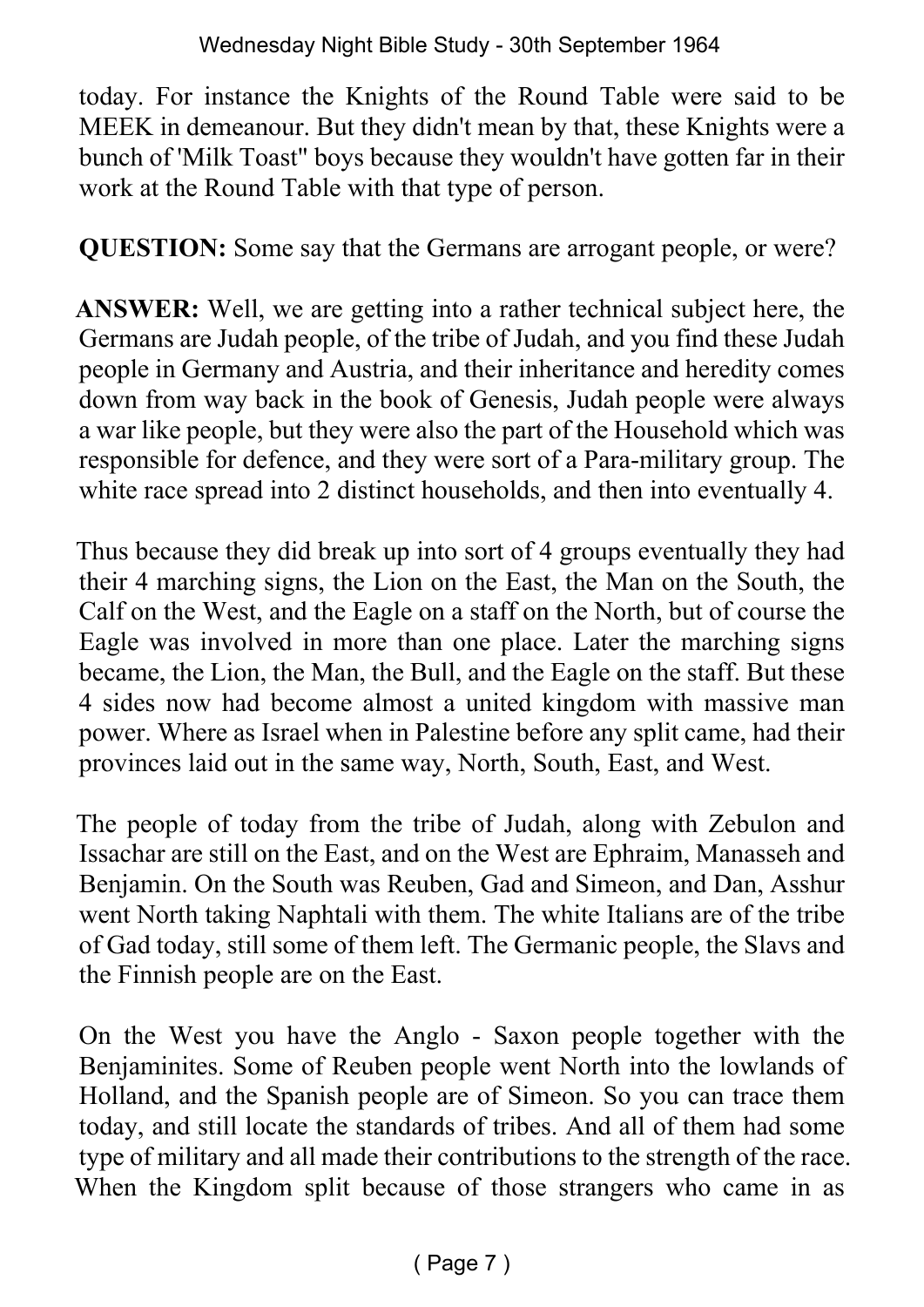today. For instance the Knights of the Round Table were said to be MEEK in demeanour. But they didn't mean by that, these Knights were a bunch of 'Milk Toast" boys because they wouldn't have gotten far in their work at the Round Table with that type of person.

**QUESTION:** Some say that the Germans are arrogant people, or were?

**ANSWER:** Well, we are getting into a rather technical subject here, the Germans are Judah people, of the tribe of Judah, and you find these Judah people in Germany and Austria, and their inheritance and heredity comes down from way back in the book of Genesis, Judah people were always a war like people, but they were also the part of the Household which was responsible for defence, and they were sort of a Para-military group. The white race spread into 2 distinct households, and then into eventually 4.

Thus because they did break up into sort of 4 groups eventually they had their 4 marching signs, the Lion on the East, the Man on the South, the Calf on the West, and the Eagle on a staff on the North, but of course the Eagle was involved in more than one place. Later the marching signs became, the Lion, the Man, the Bull, and the Eagle on the staff. But these 4 sides now had become almost a united kingdom with massive man power. Where as Israel when in Palestine before any split came, had their provinces laid out in the same way, North, South, East, and West.

The people of today from the tribe of Judah, along with Zebulon and Issachar are still on the East, and on the West are Ephraim, Manasseh and Benjamin. On the South was Reuben, Gad and Simeon, and Dan, Asshur went North taking Naphtali with them. The white Italians are of the tribe of Gad today, still some of them left. The Germanic people, the Slavs and the Finnish people are on the East.

On the West you have the Anglo - Saxon people together with the Benjaminites. Some of Reuben people went North into the lowlands of Holland, and the Spanish people are of Simeon. So you can trace them today, and still locate the standards of tribes. And all of them had some type of military and all made their contributions to the strength of the race. When the Kingdom split because of those strangers who came in as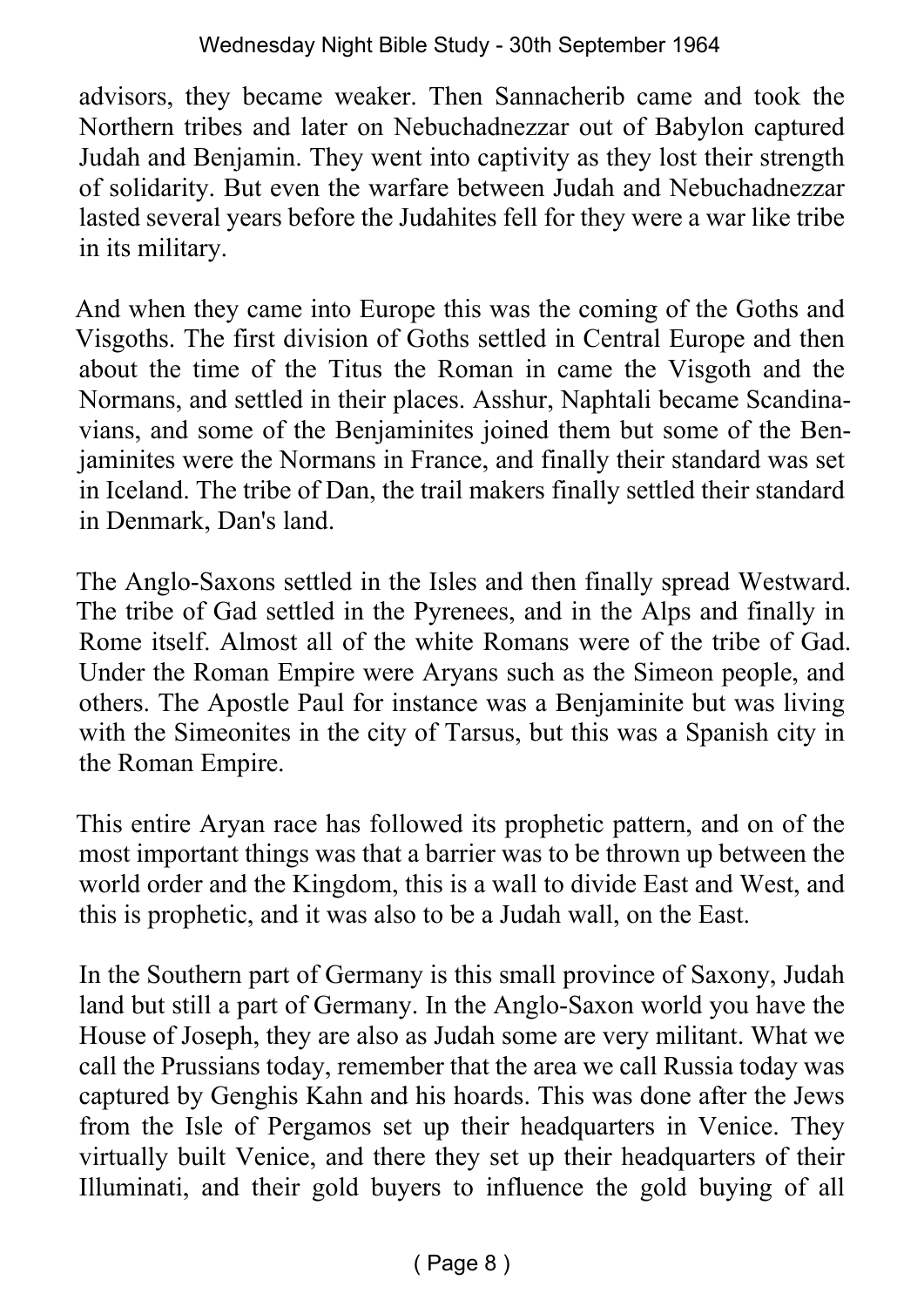advisors, they became weaker. Then Sannacherib came and took the Northern tribes and later on Nebuchadnezzar out of Babylon captured Judah and Benjamin. They went into captivity as they lost their strength of solidarity. But even the warfare between Judah and Nebuchadnezzar lasted several years before the Judahites fell for they were a war like tribe in its military.

And when they came into Europe this was the coming of the Goths and Visgoths. The first division of Goths settled in Central Europe and then about the time of the Titus the Roman in came the Visgoth and the Normans, and settled in their places. Asshur, Naphtali became Scandinavians, and some of the Benjaminites joined them but some of the Benjaminites were the Normans in France, and finally their standard was set in Iceland. The tribe of Dan, the trail makers finally settled their standard in Denmark, Dan's land.

The Anglo-Saxons settled in the Isles and then finally spread Westward. The tribe of Gad settled in the Pyrenees, and in the Alps and finally in Rome itself. Almost all of the white Romans were of the tribe of Gad. Under the Roman Empire were Aryans such as the Simeon people, and others. The Apostle Paul for instance was a Benjaminite but was living with the Simeonites in the city of Tarsus, but this was a Spanish city in the Roman Empire.

This entire Aryan race has followed its prophetic pattern, and on of the most important things was that a barrier was to be thrown up between the world order and the Kingdom, this is a wall to divide East and West, and this is prophetic, and it was also to be a Judah wall, on the East.

In the Southern part of Germany is this small province of Saxony, Judah land but still a part of Germany. In the Anglo-Saxon world you have the House of Joseph, they are also as Judah some are very militant. What we call the Prussians today, remember that the area we call Russia today was captured by Genghis Kahn and his hoards. This was done after the Jews from the Isle of Pergamos set up their headquarters in Venice. They virtually built Venice, and there they set up their headquarters of their Illuminati, and their gold buyers to influence the gold buying of all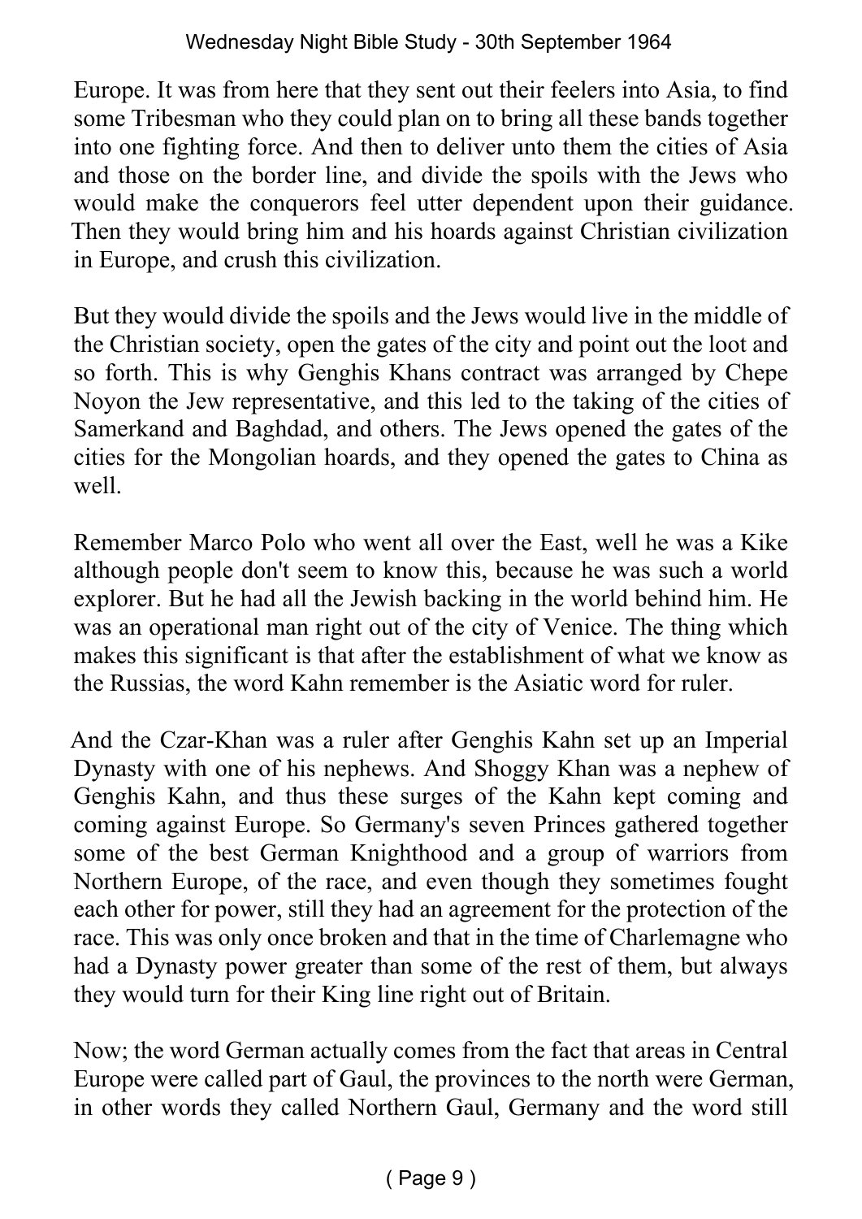Europe. It was from here that they sent out their feelers into Asia, to find some Tribesman who they could plan on to bring all these bands together into one fighting force. And then to deliver unto them the cities of Asia and those on the border line, and divide the spoils with the Jews who would make the conquerors feel utter dependent upon their guidance. Then they would bring him and his hoards against Christian civilization in Europe, and crush this civilization.

But they would divide the spoils and the Jews would live in the middle of the Christian society, open the gates of the city and point out the loot and so forth. This is why Genghis Khans contract was arranged by Chepe Noyon the Jew representative, and this led to the taking of the cities of Samerkand and Baghdad, and others. The Jews opened the gates of the cities for the Mongolian hoards, and they opened the gates to China as well.

Remember Marco Polo who went all over the East, well he was a Kike although people don't seem to know this, because he was such a world explorer. But he had all the Jewish backing in the world behind him. He was an operational man right out of the city of Venice. The thing which makes this significant is that after the establishment of what we know as the Russias, the word Kahn remember is the Asiatic word for ruler.

And the Czar-Khan was a ruler after Genghis Kahn set up an Imperial Dynasty with one of his nephews. And Shoggy Khan was a nephew of Genghis Kahn, and thus these surges of the Kahn kept coming and coming against Europe. So Germany's seven Princes gathered together some of the best German Knighthood and a group of warriors from Northern Europe, of the race, and even though they sometimes fought each other for power, still they had an agreement for the protection of the race. This was only once broken and that in the time of Charlemagne who had a Dynasty power greater than some of the rest of them, but always they would turn for their King line right out of Britain.

Now; the word German actually comes from the fact that areas in Central Europe were called part of Gaul, the provinces to the north were German, in other words they called Northern Gaul, Germany and the word still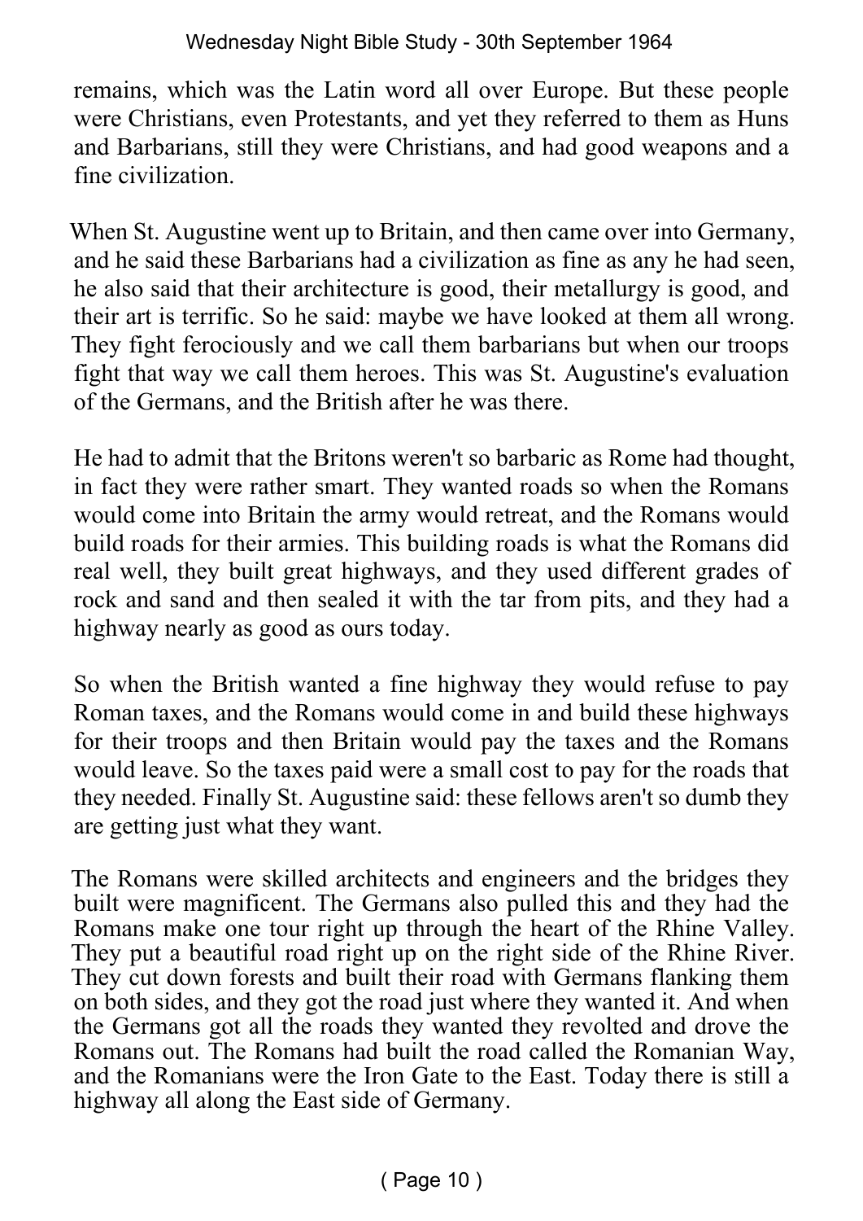remains, which was the Latin word all over Europe. But these people were Christians, even Protestants, and yet they referred to them as Huns and Barbarians, still they were Christians, and had good weapons and a fine civilization.

When St. Augustine went up to Britain, and then came over into Germany, and he said these Barbarians had a civilization as fine as any he had seen, he also said that their architecture is good, their metallurgy is good, and their art is terrific. So he said: maybe we have looked at them all wrong. They fight ferociously and we call them barbarians but when our troops fight that way we call them heroes. This was St. Augustine's evaluation of the Germans, and the British after he was there.

He had to admit that the Britons weren't so barbaric as Rome had thought, in fact they were rather smart. They wanted roads so when the Romans would come into Britain the army would retreat, and the Romans would build roads for their armies. This building roads is what the Romans did real well, they built great highways, and they used different grades of rock and sand and then sealed it with the tar from pits, and they had a highway nearly as good as ours today.

So when the British wanted a fine highway they would refuse to pay Roman taxes, and the Romans would come in and build these highways for their troops and then Britain would pay the taxes and the Romans would leave. So the taxes paid were a small cost to pay for the roads that they needed. Finally St. Augustine said: these fellows aren't so dumb they are getting just what they want.

The Romans were skilled architects and engineers and the bridges they built were magnificent. The Germans also pulled this and they had the Romans make one tour right up through the heart of the Rhine Valley. They put a beautiful road right up on the right side of the Rhine River. They cut down forests and built their road with Germans flanking them on both sides, and they got the road just where they wanted it. And when the Germans got all the roads they wanted they revolted and drove the Romans out. The Romans had built the road called the Romanian Way, and the Romanians were the Iron Gate to the East. Today there is still a highway all along the East side of Germany.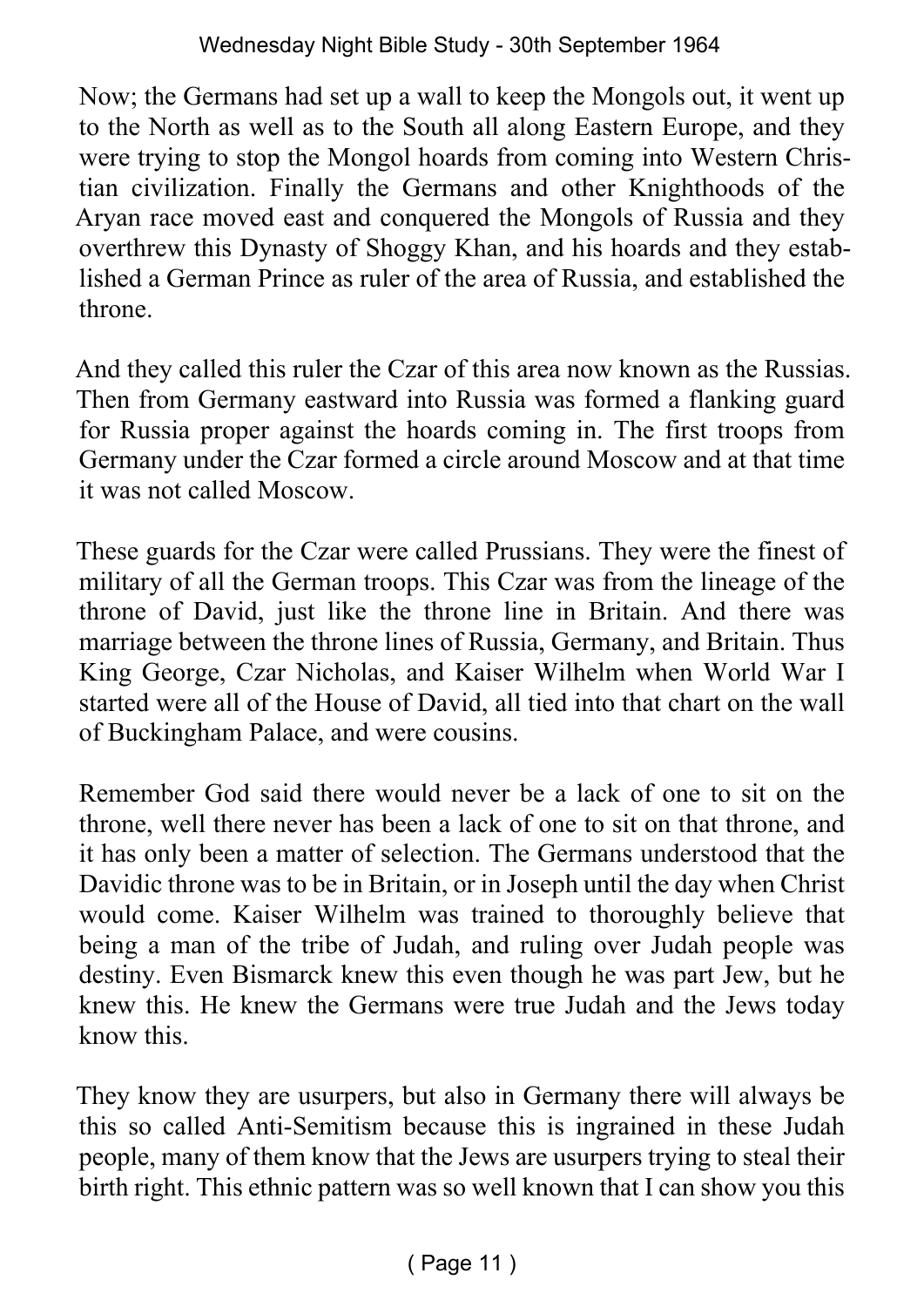Now; the Germans had set up a wall to keep the Mongols out, it went up to the North as well as to the South all along Eastern Europe, and they were trying to stop the Mongol hoards from coming into Western Christian civilization. Finally the Germans and other Knighthoods of the Aryan race moved east and conquered the Mongols of Russia and they overthrew this Dynasty of Shoggy Khan, and his hoards and they established a German Prince as ruler of the area of Russia, and established the throne.

And they called this ruler the Czar of this area now known as the Russias. Then from Germany eastward into Russia was formed a flanking guard for Russia proper against the hoards coming in. The first troops from Germany under the Czar formed a circle around Moscow and at that time it was not called Moscow.

These guards for the Czar were called Prussians. They were the finest of military of all the German troops. This Czar was from the lineage of the throne of David, just like the throne line in Britain. And there was marriage between the throne lines of Russia, Germany, and Britain. Thus King George, Czar Nicholas, and Kaiser Wilhelm when World War I started were all of the House of David, all tied into that chart on the wall of Buckingham Palace, and were cousins.

Remember God said there would never be a lack of one to sit on the throne, well there never has been a lack of one to sit on that throne, and it has only been a matter of selection. The Germans understood that the Davidic throne was to be in Britain, or in Joseph until the day when Christ would come. Kaiser Wilhelm was trained to thoroughly believe that being a man of the tribe of Judah, and ruling over Judah people was destiny. Even Bismarck knew this even though he was part Jew, but he knew this. He knew the Germans were true Judah and the Jews today know this.

They know they are usurpers, but also in Germany there will always be this so called Anti-Semitism because this is ingrained in these Judah people, many of them know that the Jews are usurpers trying to steal their birth right. This ethnic pattern was so well known that I can show you this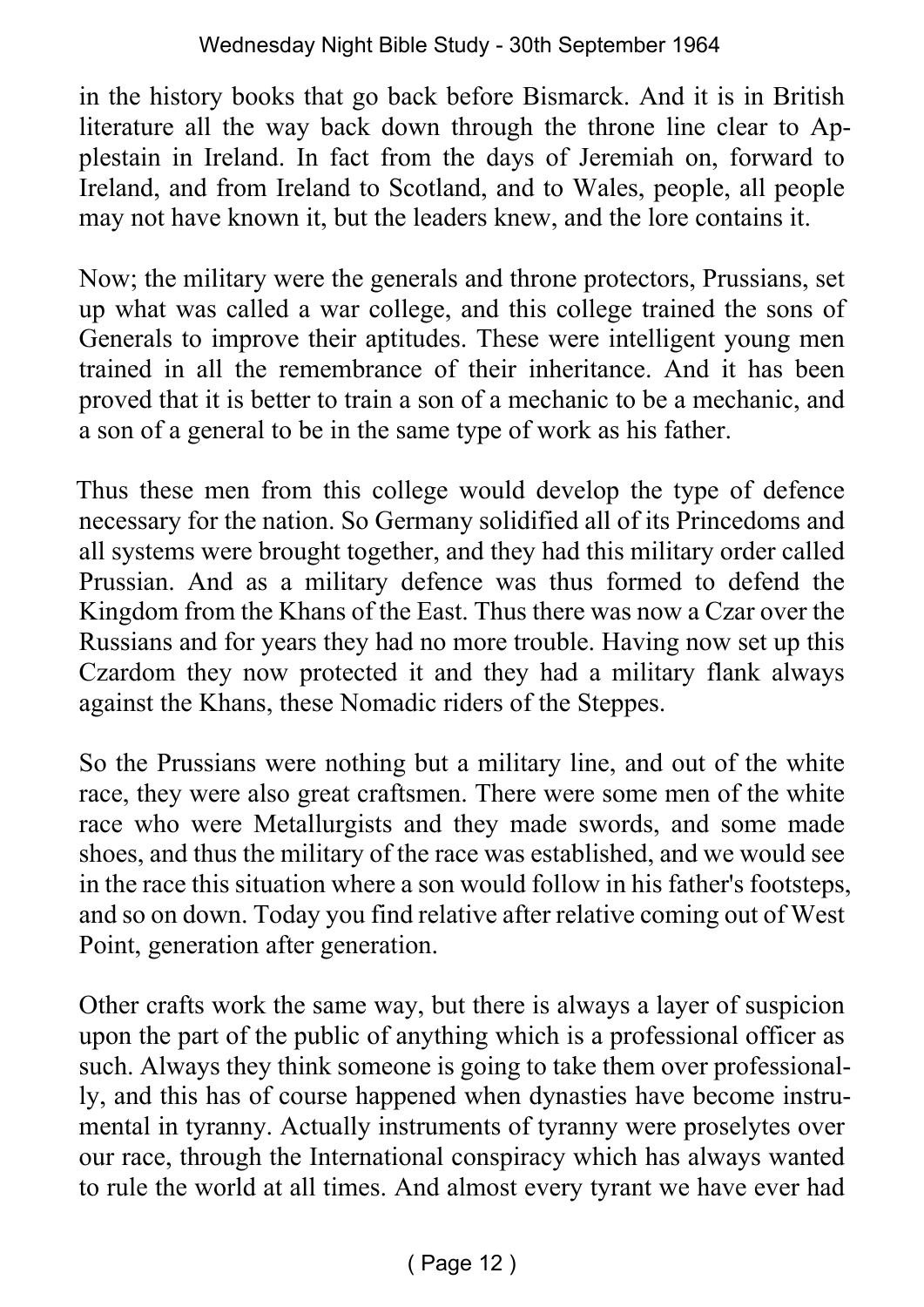in the history books that go back before Bismarck. And it is in British literature all the way back down through the throne line clear to Applestain in Ireland. In fact from the days of Jeremiah on, forward to Ireland, and from Ireland to Scotland, and to Wales, people, all people may not have known it, but the leaders knew, and the lore contains it.

Now; the military were the generals and throne protectors, Prussians, set up what was called a war college, and this college trained the sons of Generals to improve their aptitudes. These were intelligent young men trained in all the remembrance of their inheritance. And it has been proved that it is better to train a son of a mechanic to be a mechanic, and a son of a general to be in the same type of work as his father.

Thus these men from this college would develop the type of defence necessary for the nation. So Germany solidified all of its Princedoms and all systems were brought together, and they had this military order called Prussian. And as a military defence was thus formed to defend the Kingdom from the Khans of the East. Thus there was now a Czar over the Russians and for years they had no more trouble. Having now set up this Czardom they now protected it and they had a military flank always against the Khans, these Nomadic riders of the Steppes.

So the Prussians were nothing but a military line, and out of the white race, they were also great craftsmen. There were some men of the white race who were Metallurgists and they made swords, and some made shoes, and thus the military of the race was established, and we would see in the race this situation where a son would follow in his father's footsteps, and so on down. Today you find relative after relative coming out of West Point, generation after generation.

Other crafts work the same way, but there is always a layer of suspicion upon the part of the public of anything which is a professional officer as such. Always they think someone is going to take them over professionally, and this has of course happened when dynasties have become instrumental in tyranny. Actually instruments of tyranny were proselytes over our race, through the International conspiracy which has always wanted to rule the world at all times. And almost every tyrant we have ever had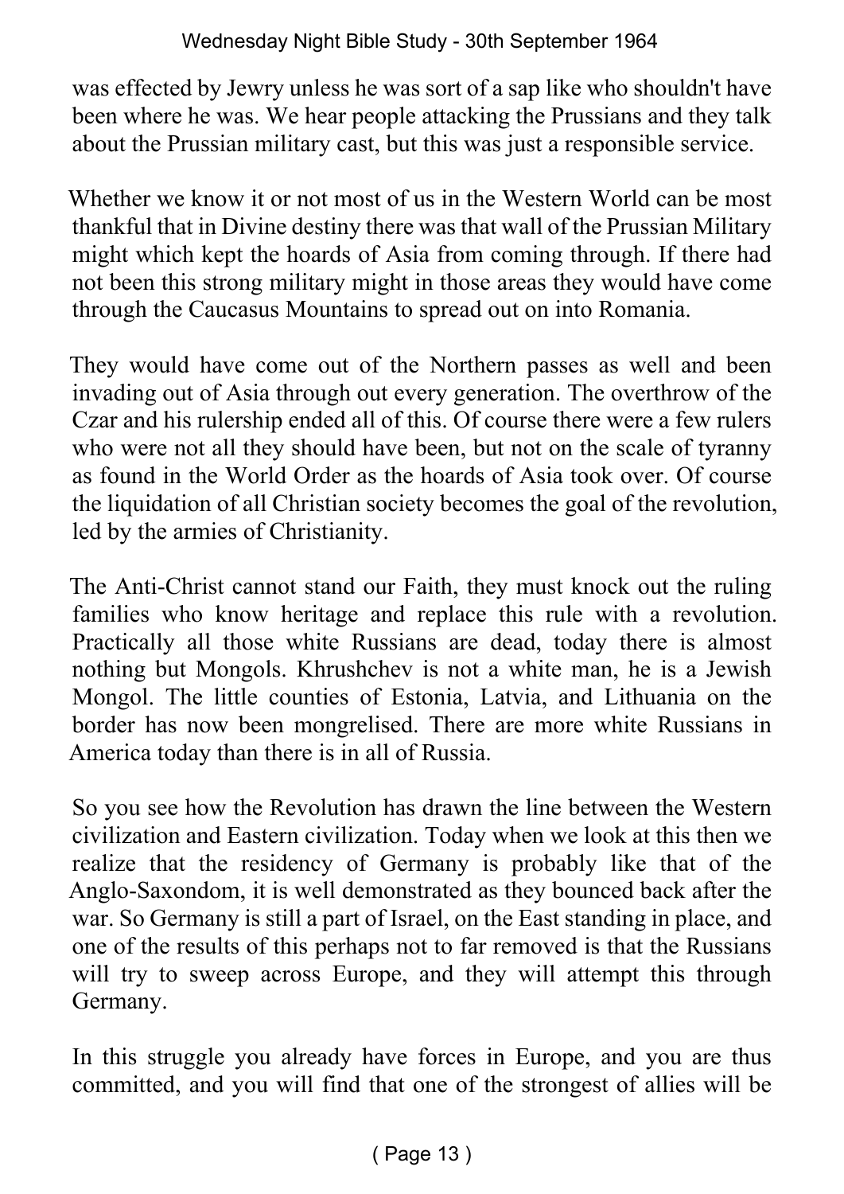was effected by Jewry unless he was sort of a sap like who shouldn't have been where he was. We hear people attacking the Prussians and they talk about the Prussian military cast, but this was just a responsible service.

Whether we know it or not most of us in the Western World can be most thankful that in Divine destiny there was that wall of the Prussian Military might which kept the hoards of Asia from coming through. If there had not been this strong military might in those areas they would have come through the Caucasus Mountains to spread out on into Romania.

They would have come out of the Northern passes as well and been invading out of Asia through out every generation. The overthrow of the Czar and his rulership ended all of this. Of course there were a few rulers who were not all they should have been, but not on the scale of tyranny as found in the World Order as the hoards of Asia took over. Of course the liquidation of all Christian society becomes the goal of the revolution, led by the armies of Christianity.

The Anti-Christ cannot stand our Faith, they must knock out the ruling families who know heritage and replace this rule with a revolution. Practically all those white Russians are dead, today there is almost nothing but Mongols. Khrushchev is not a white man, he is a Jewish Mongol. The little counties of Estonia, Latvia, and Lithuania on the border has now been mongrelised. There are more white Russians in America today than there is in all of Russia.

So you see how the Revolution has drawn the line between the Western civilization and Eastern civilization. Today when we look at this then we realize that the residency of Germany is probably like that of the Anglo-Saxondom, it is well demonstrated as they bounced back after the war. So Germany is still a part of Israel, on the East standing in place, and one of the results of this perhaps not to far removed is that the Russians will try to sweep across Europe, and they will attempt this through Germany.

In this struggle you already have forces in Europe, and you are thus committed, and you will find that one of the strongest of allies will be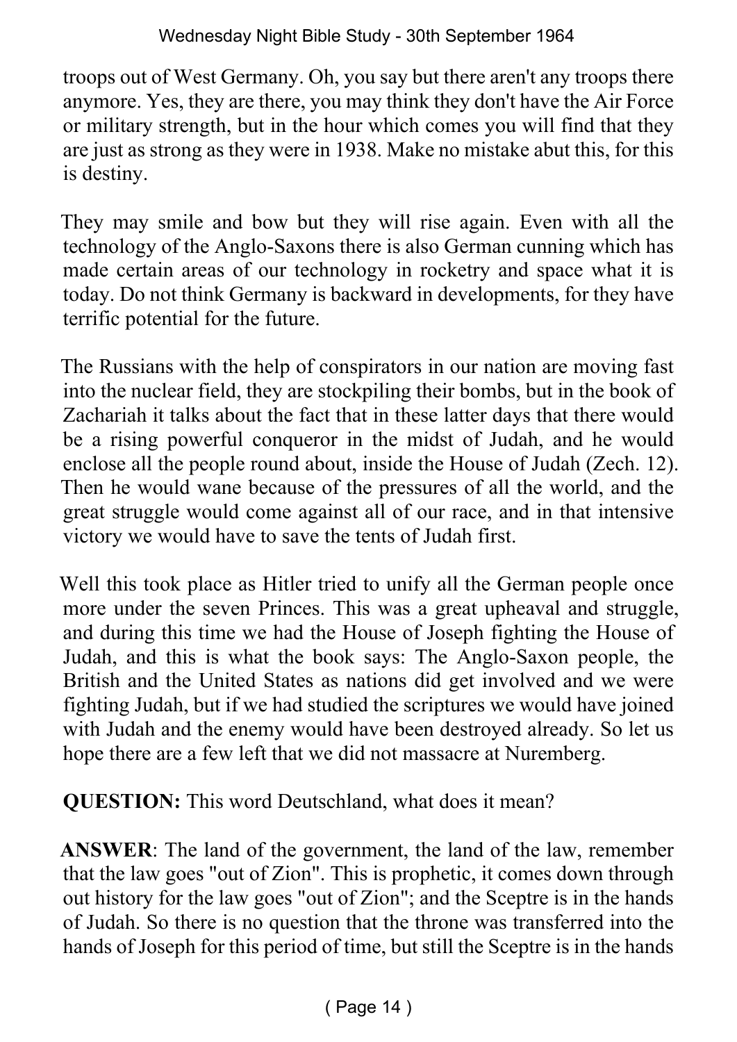troops out of West Germany. Oh, you say but there aren't any troops there anymore. Yes, they are there, you may think they don't have the Air Force or military strength, but in the hour which comes you will find that they are just as strong as they were in 1938. Make no mistake abut this, for this is destiny.

They may smile and bow but they will rise again. Even with all the technology of the Anglo-Saxons there is also German cunning which has made certain areas of our technology in rocketry and space what it is today. Do not think Germany is backward in developments, for they have terrific potential for the future.

The Russians with the help of conspirators in our nation are moving fast into the nuclear field, they are stockpiling their bombs, but in the book of Zachariah it talks about the fact that in these latter days that there would be a rising powerful conqueror in the midst of Judah, and he would enclose all the people round about, inside the House of Judah (Zech. 12). Then he would wane because of the pressures of all the world, and the great struggle would come against all of our race, and in that intensive victory we would have to save the tents of Judah first.

Well this took place as Hitler tried to unify all the German people once more under the seven Princes. This was a great upheaval and struggle, and during this time we had the House of Joseph fighting the House of Judah, and this is what the book says: The Anglo-Saxon people, the British and the United States as nations did get involved and we were fighting Judah, but if we had studied the scriptures we would have joined with Judah and the enemy would have been destroyed already. So let us hope there are a few left that we did not massacre at Nuremberg.

**QUESTION:** This word Deutschland, what does it mean?

**ANSWER**: The land of the government, the land of the law, remember that the law goes "out of Zion". This is prophetic, it comes down through out history for the law goes "out of Zion"; and the Sceptre is in the hands of Judah. So there is no question that the throne was transferred into the hands of Joseph for this period of time, but still the Sceptre is in the hands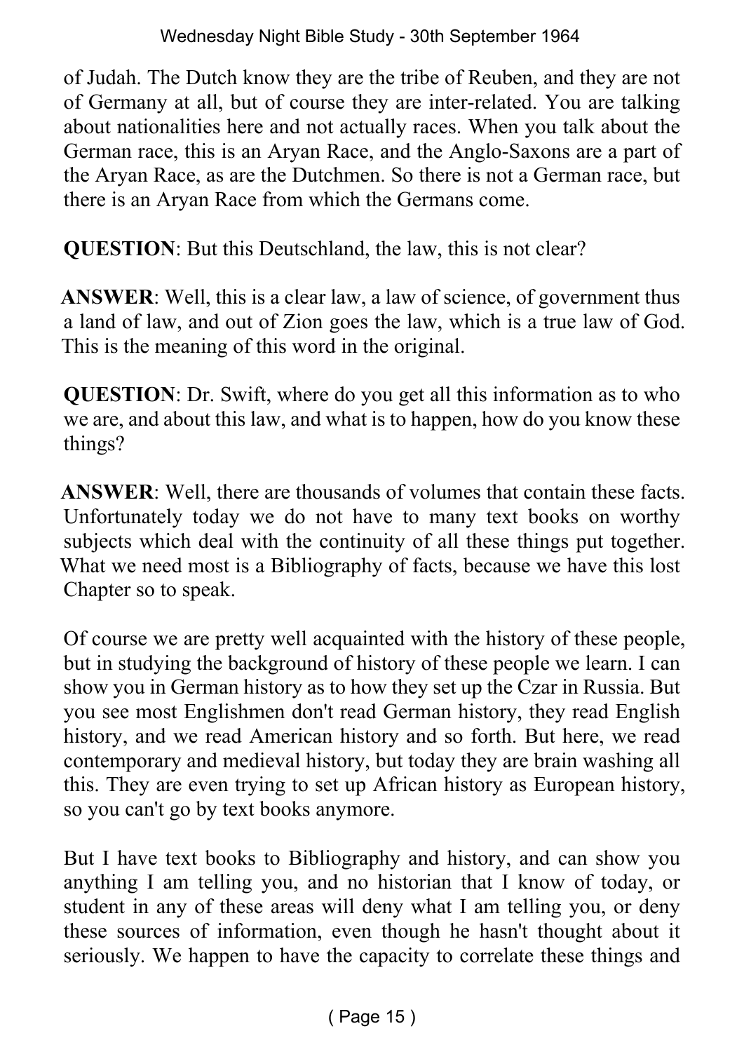of Judah. The Dutch know they are the tribe of Reuben, and they are not of Germany at all, but of course they are inter-related. You are talking about nationalities here and not actually races. When you talk about the German race, this is an Aryan Race, and the Anglo-Saxons are a part of the Aryan Race, as are the Dutchmen. So there is not a German race, but there is an Aryan Race from which the Germans come.

**QUESTION**: But this Deutschland, the law, this is not clear?

**ANSWER**: Well, this is a clear law, a law of science, of government thus a land of law, and out of Zion goes the law, which is a true law of God. This is the meaning of this word in the original.

**QUESTION**: Dr. Swift, where do you get all this information as to who we are, and about this law, and what is to happen, how do you know these things?

**ANSWER**: Well, there are thousands of volumes that contain these facts. Unfortunately today we do not have to many text books on worthy subjects which deal with the continuity of all these things put together. What we need most is a Bibliography of facts, because we have this lost Chapter so to speak.

Of course we are pretty well acquainted with the history of these people, but in studying the background of history of these people we learn. I can show you in German history as to how they set up the Czar in Russia. But you see most Englishmen don't read German history, they read English history, and we read American history and so forth. But here, we read contemporary and medieval history, but today they are brain washing all this. They are even trying to set up African history as European history, so you can't go by text books anymore.

But I have text books to Bibliography and history, and can show you anything I am telling you, and no historian that I know of today, or student in any of these areas will deny what I am telling you, or deny these sources of information, even though he hasn't thought about it seriously. We happen to have the capacity to correlate these things and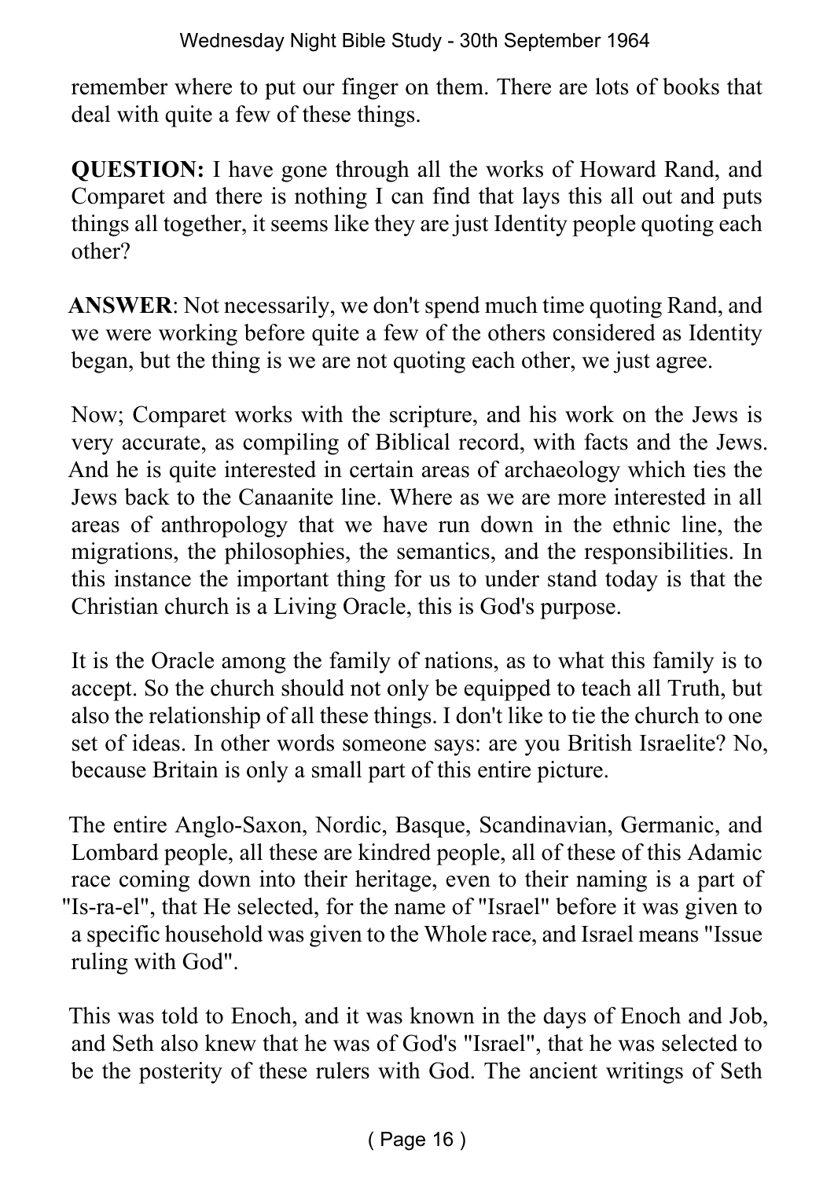remember where to put our finger on them. There are lots of books that deal with quite a few of these things.

**QUESTION:** I have gone through all the works of Howard Rand, and Comparet and there is nothing I can find that lays this all out and puts things all together, it seems like they are just Identity people quoting each other?

**ANSWER**: Not necessarily, we don't spend much time quoting Rand, and we were working before quite a few of the others considered as Identity began, but the thing is we are not quoting each other, we just agree.

Now; Comparet works with the scripture, and his work on the Jews is very accurate, as compiling of Biblical record, with facts and the Jews. And he is quite interested in certain areas of archaeology which ties the Jews back to the Canaanite line. Where as we are more interested in all areas of anthropology that we have run down in the ethnic line, the migrations, the philosophies, the semantics, and the responsibilities. In this instance the important thing for us to under stand today is that the Christian church is a Living Oracle, this is God's purpose.

It is the Oracle among the family of nations, as to what this family is to accept. So the church should not only be equipped to teach all Truth, but also the relationship of all these things. I don't like to tie the church to one set of ideas. In other words someone says: are you British Israelite? No, because Britain is only a small part of this entire picture.

The entire Anglo-Saxon, Nordic, Basque, Scandinavian, Germanic, and Lombard people, all these are kindred people, all of these of this Adamic race coming down into their heritage, even to their naming is a part of "Is-ra-el", that He selected, for the name of "Israel" before it was given to a specific household was given to the Whole race, and Israel means "Issue ruling with God".

This was told to Enoch, and it was known in the days of Enoch and Job, and Seth also knew that he was of God's "Israel", that he was selected to be the posterity of these rulers with God. The ancient writings of Seth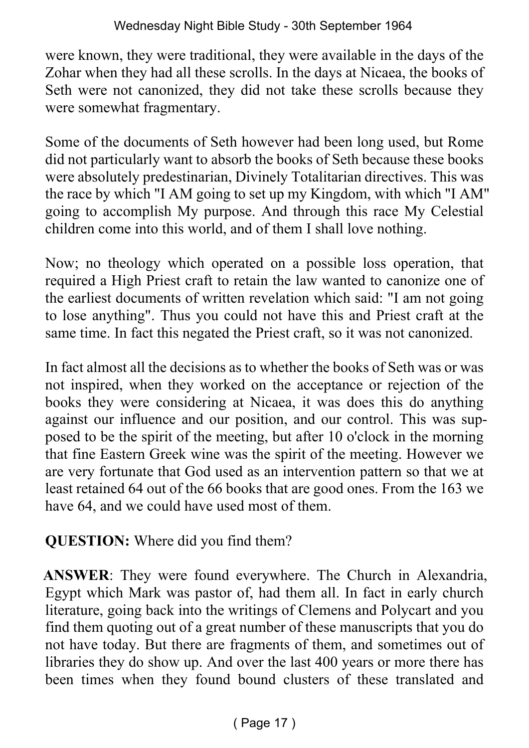were known, they were traditional, they were available in the days of the Zohar when they had all these scrolls. In the days at Nicaea, the books of Seth were not canonized, they did not take these scrolls because they were somewhat fragmentary.

Some of the documents of Seth however had been long used, but Rome did not particularly want to absorb the books of Seth because these books were absolutely predestinarian, Divinely Totalitarian directives. This was the race by which "I AM going to set up my Kingdom, with which "I AM" going to accomplish My purpose. And through this race My Celestial children come into this world, and of them I shall love nothing.

Now; no theology which operated on a possible loss operation, that required a High Priest craft to retain the law wanted to canonize one of the earliest documents of written revelation which said: "I am not going to lose anything". Thus you could not have this and Priest craft at the same time. In fact this negated the Priest craft, so it was not canonized.

In fact almost all the decisions as to whether the books of Seth was or was not inspired, when they worked on the acceptance or rejection of the books they were considering at Nicaea, it was does this do anything against our influence and our position, and our control. This was supposed to be the spirit of the meeting, but after 10 o'clock in the morning that fine Eastern Greek wine was the spirit of the meeting. However we are very fortunate that God used as an intervention pattern so that we at least retained 64 out of the 66 books that are good ones. From the 163 we have 64, and we could have used most of them.

**QUESTION:** Where did you find them?

**ANSWER**: They were found everywhere. The Church in Alexandria, Egypt which Mark was pastor of, had them all. In fact in early church literature, going back into the writings of Clemens and Polycart and you find them quoting out of a great number of these manuscripts that you do not have today. But there are fragments of them, and sometimes out of libraries they do show up. And over the last 400 years or more there has been times when they found bound clusters of these translated and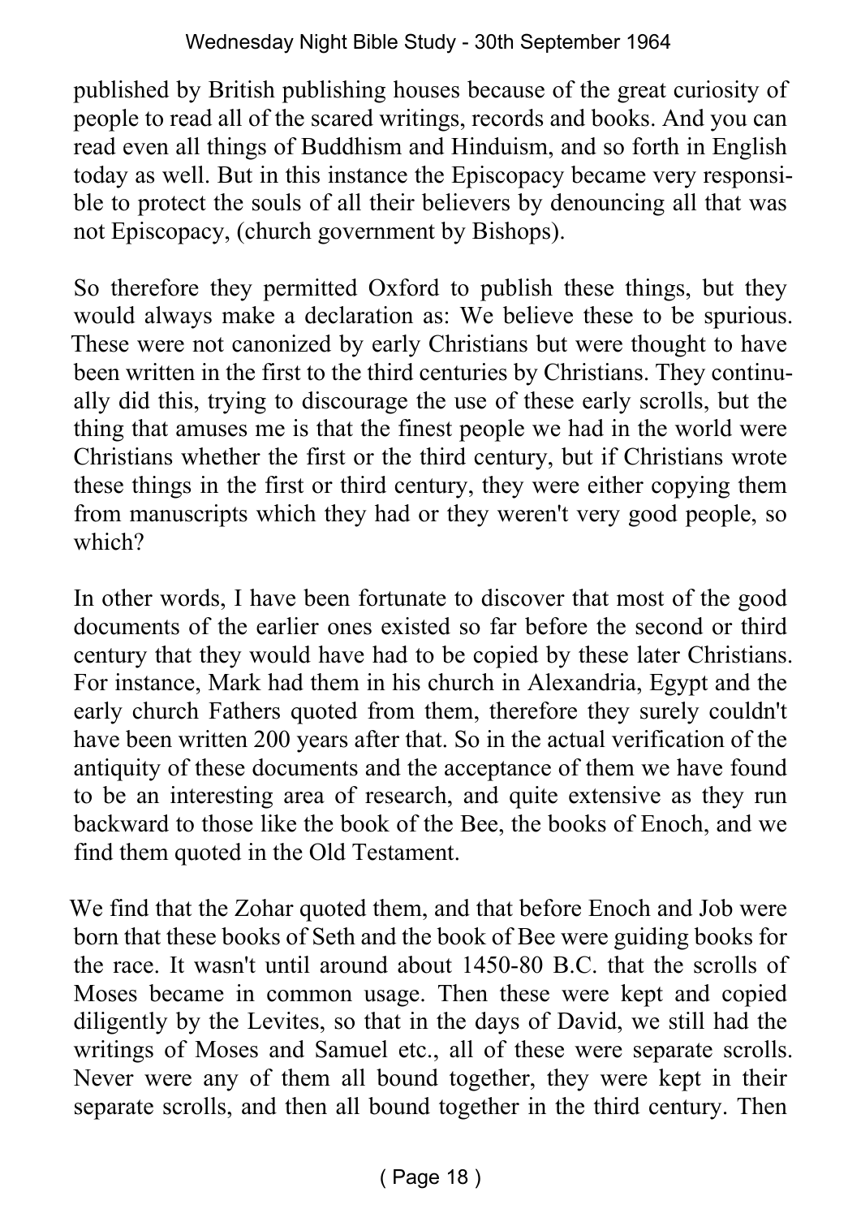published by British publishing houses because of the great curiosity of people to read all of the scared writings, records and books. And you can read even all things of Buddhism and Hinduism, and so forth in English today as well. But in this instance the Episcopacy became very responsible to protect the souls of all their believers by denouncing all that was not Episcopacy, (church government by Bishops).

So therefore they permitted Oxford to publish these things, but they would always make a declaration as: We believe these to be spurious. These were not canonized by early Christians but were thought to have been written in the first to the third centuries by Christians. They continually did this, trying to discourage the use of these early scrolls, but the thing that amuses me is that the finest people we had in the world were Christians whether the first or the third century, but if Christians wrote these things in the first or third century, they were either copying them from manuscripts which they had or they weren't very good people, so which?

In other words, I have been fortunate to discover that most of the good documents of the earlier ones existed so far before the second or third century that they would have had to be copied by these later Christians. For instance, Mark had them in his church in Alexandria, Egypt and the early church Fathers quoted from them, therefore they surely couldn't have been written 200 years after that. So in the actual verification of the antiquity of these documents and the acceptance of them we have found to be an interesting area of research, and quite extensive as they run backward to those like the book of the Bee, the books of Enoch, and we find them quoted in the Old Testament.

We find that the Zohar quoted them, and that before Enoch and Job were born that these books of Seth and the book of Bee were guiding books for the race. It wasn't until around about 1450-80 B.C. that the scrolls of Moses became in common usage. Then these were kept and copied diligently by the Levites, so that in the days of David, we still had the writings of Moses and Samuel etc., all of these were separate scrolls. Never were any of them all bound together, they were kept in their separate scrolls, and then all bound together in the third century. Then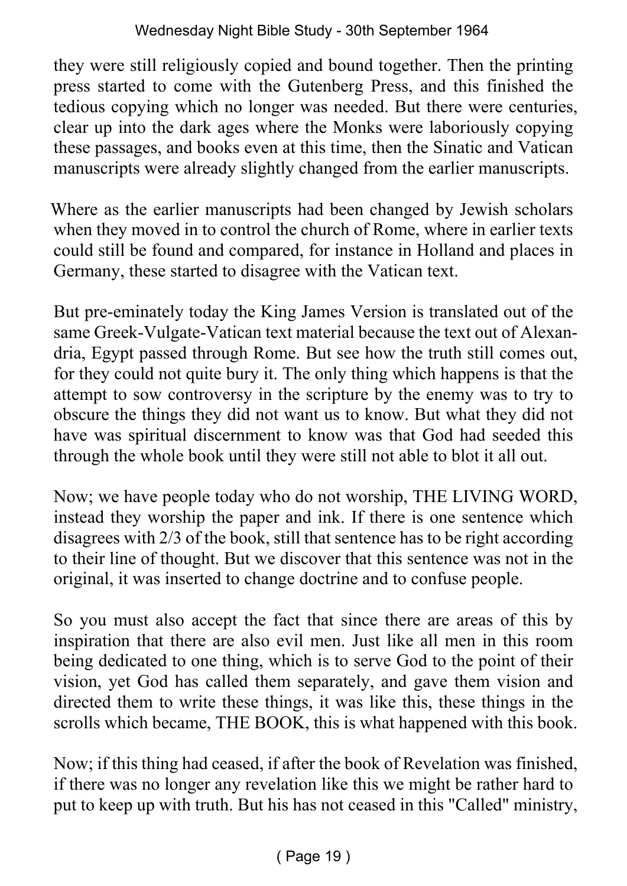they were still religiously copied and bound together. Then the printing press started to come with the Gutenberg Press, and this finished the tedious copying which no longer was needed. But there were centuries, clear up into the dark ages where the Monks were laboriously copying these passages, and books even at this time, then the Sinatic and Vatican manuscripts were already slightly changed from the earlier manuscripts.

Where as the earlier manuscripts had been changed by Jewish scholars when they moved in to control the church of Rome, where in earlier texts could still be found and compared, for instance in Holland and places in Germany, these started to disagree with the Vatican text.

But pre-eminately today the King James Version is translated out of the same Greek-Vulgate-Vatican text material because the text out of Alexandria, Egypt passed through Rome. But see how the truth still comes out, for they could not quite bury it. The only thing which happens is that the attempt to sow controversy in the scripture by the enemy was to try to obscure the things they did not want us to know. But what they did not have was spiritual discernment to know was that God had seeded this through the whole book until they were still not able to blot it all out.

Now; we have people today who do not worship, THE LIVING WORD, instead they worship the paper and ink. If there is one sentence which disagrees with 2/3 of the book, still that sentence has to be right according to their line of thought. But we discover that this sentence was not in the original, it was inserted to change doctrine and to confuse people.

So you must also accept the fact that since there are areas of this by inspiration that there are also evil men. Just like all men in this room being dedicated to one thing, which is to serve God to the point of their vision, yet God has called them separately, and gave them vision and directed them to write these things, it was like this, these things in the scrolls which became, THE BOOK, this is what happened with this book.

Now; if this thing had ceased, if after the book of Revelation was finished, if there was no longer any revelation like this we might be rather hard to put to keep up with truth. But his has not ceased in this "Called" ministry,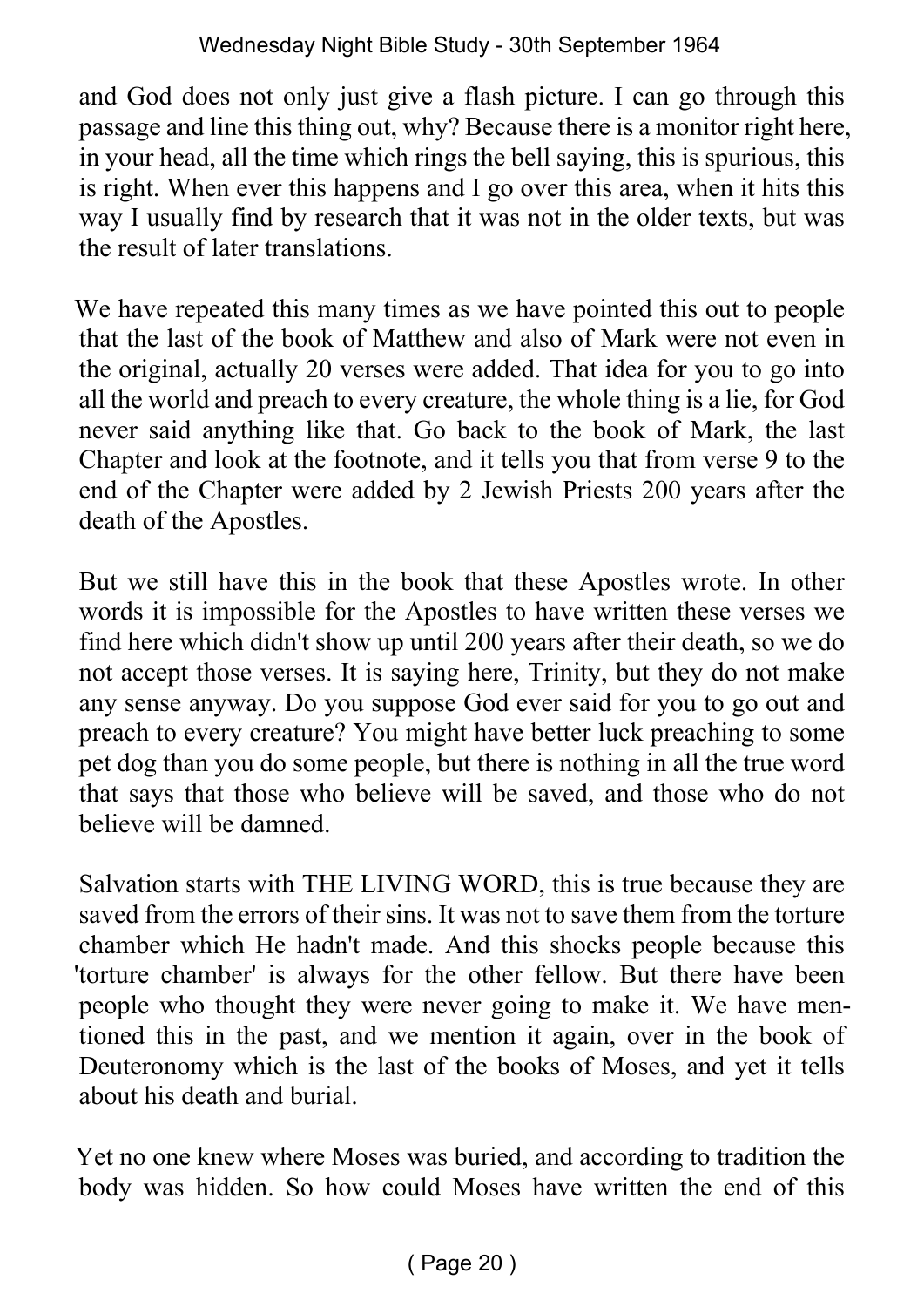and God does not only just give a flash picture. I can go through this passage and line this thing out, why? Because there is a monitor right here, in your head, all the time which rings the bell saying, this is spurious, this is right. When ever this happens and I go over this area, when it hits this way I usually find by research that it was not in the older texts, but was the result of later translations.

We have repeated this many times as we have pointed this out to people that the last of the book of Matthew and also of Mark were not even in the original, actually 20 verses were added. That idea for you to go into all the world and preach to every creature, the whole thing is a lie, for God never said anything like that. Go back to the book of Mark, the last Chapter and look at the footnote, and it tells you that from verse 9 to the end of the Chapter were added by 2 Jewish Priests 200 years after the death of the Apostles.

But we still have this in the book that these Apostles wrote. In other words it is impossible for the Apostles to have written these verses we find here which didn't show up until 200 years after their death, so we do not accept those verses. It is saying here, Trinity, but they do not make any sense anyway. Do you suppose God ever said for you to go out and preach to every creature? You might have better luck preaching to some pet dog than you do some people, but there is nothing in all the true word that says that those who believe will be saved, and those who do not believe will be damned.

Salvation starts with THE LIVING WORD, this is true because they are saved from the errors of their sins. It was not to save them from the torture chamber which He hadn't made. And this shocks people because this 'torture chamber' is always for the other fellow. But there have been people who thought they were never going to make it. We have mentioned this in the past, and we mention it again, over in the book of Deuteronomy which is the last of the books of Moses, and yet it tells about his death and burial.

Yet no one knew where Moses was buried, and according to tradition the body was hidden. So how could Moses have written the end of this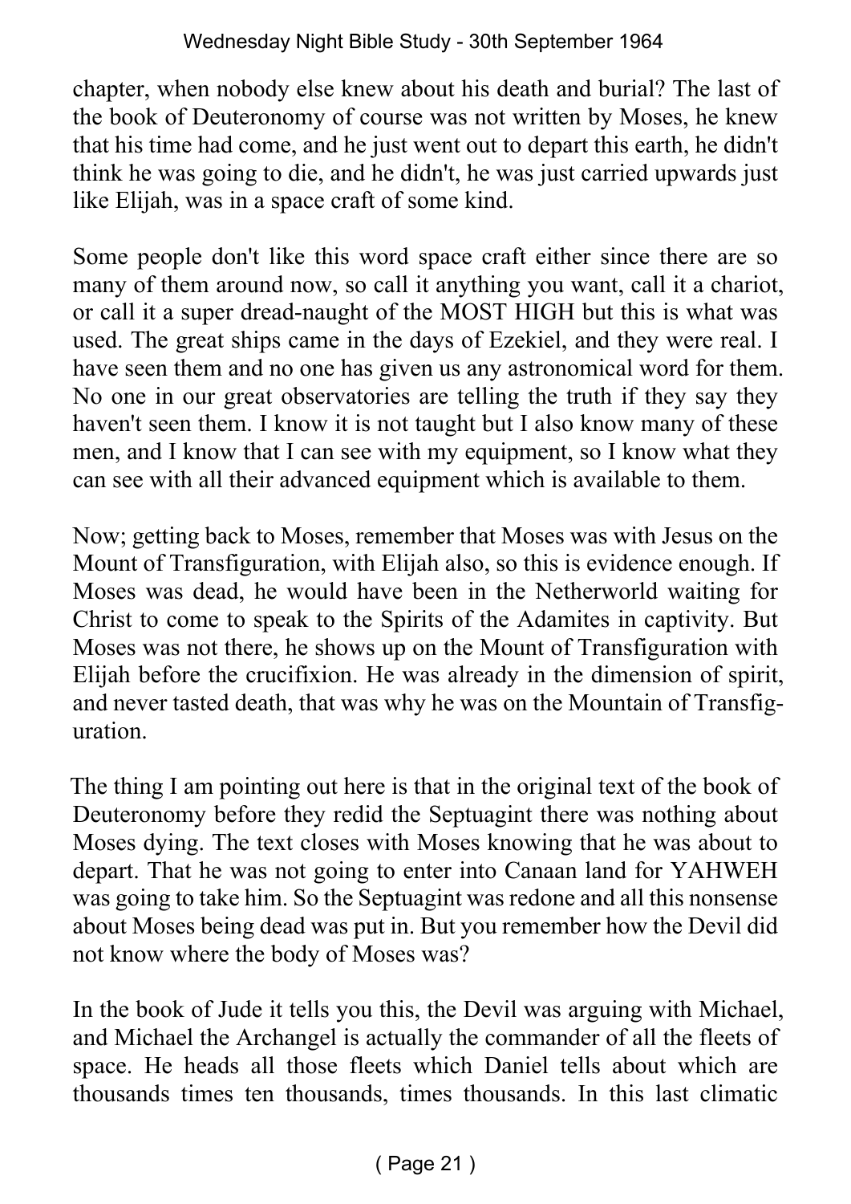chapter, when nobody else knew about his death and burial? The last of the book of Deuteronomy of course was not written by Moses, he knew that his time had come, and he just went out to depart this earth, he didn't think he was going to die, and he didn't, he was just carried upwards just like Elijah, was in a space craft of some kind.

Some people don't like this word space craft either since there are so many of them around now, so call it anything you want, call it a chariot, or call it a super dread-naught of the MOST HIGH but this is what was used. The great ships came in the days of Ezekiel, and they were real. I have seen them and no one has given us any astronomical word for them. No one in our great observatories are telling the truth if they say they haven't seen them. I know it is not taught but I also know many of these men, and I know that I can see with my equipment, so I know what they can see with all their advanced equipment which is available to them.

Now; getting back to Moses, remember that Moses was with Jesus on the Mount of Transfiguration, with Elijah also, so this is evidence enough. If Moses was dead, he would have been in the Netherworld waiting for Christ to come to speak to the Spirits of the Adamites in captivity. But Moses was not there, he shows up on the Mount of Transfiguration with Elijah before the crucifixion. He was already in the dimension of spirit, and never tasted death, that was why he was on the Mountain of Transfiguration.

The thing I am pointing out here is that in the original text of the book of Deuteronomy before they redid the Septuagint there was nothing about Moses dying. The text closes with Moses knowing that he was about to depart. That he was not going to enter into Canaan land for YAHWEH was going to take him. So the Septuagint was redone and all this nonsense about Moses being dead was put in. But you remember how the Devil did not know where the body of Moses was?

In the book of Jude it tells you this, the Devil was arguing with Michael, and Michael the Archangel is actually the commander of all the fleets of space. He heads all those fleets which Daniel tells about which are thousands times ten thousands, times thousands. In this last climatic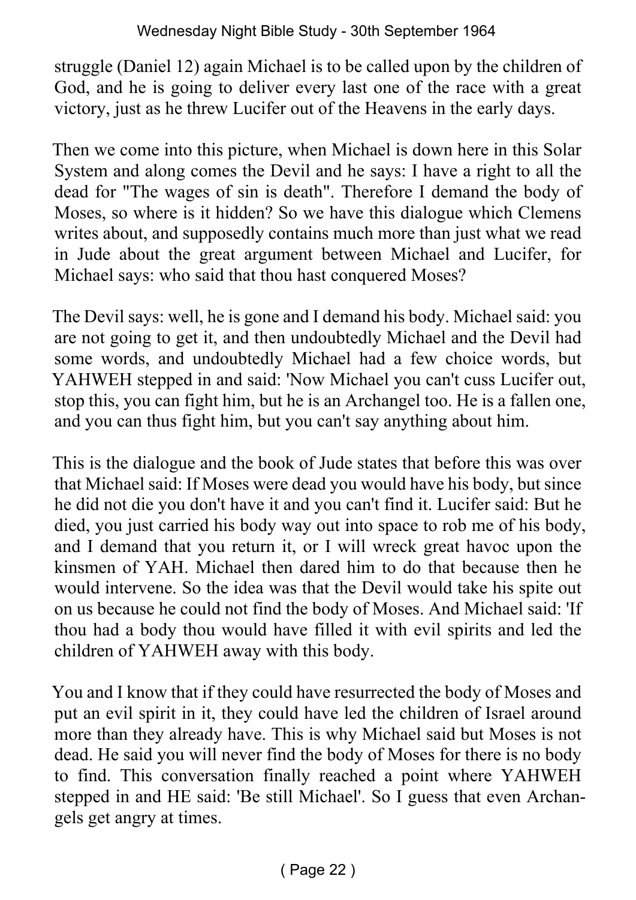struggle (Daniel 12) again Michael is to be called upon by the children of God, and he is going to deliver every last one of the race with a great victory, just as he threw Lucifer out of the Heavens in the early days.

Then we come into this picture, when Michael is down here in this Solar System and along comes the Devil and he says: I have a right to all the dead for "The wages of sin is death". Therefore I demand the body of Moses, so where is it hidden? So we have this dialogue which Clemens writes about, and supposedly contains much more than just what we read in Jude about the great argument between Michael and Lucifer, for Michael says: who said that thou hast conquered Moses?

The Devil says: well, he is gone and I demand his body. Michael said: you are not going to get it, and then undoubtedly Michael and the Devil had some words, and undoubtedly Michael had a few choice words, but YAHWEH stepped in and said: 'Now Michael you can't cuss Lucifer out, stop this, you can fight him, but he is an Archangel too. He is a fallen one, and you can thus fight him, but you can't say anything about him.

This is the dialogue and the book of Jude states that before this was over that Michael said: If Moses were dead you would have his body, but since he did not die you don't have it and you can't find it. Lucifer said: But he died, you just carried his body way out into space to rob me of his body, and I demand that you return it, or I will wreck great havoc upon the kinsmen of YAH. Michael then dared him to do that because then he would intervene. So the idea was that the Devil would take his spite out on us because he could not find the body of Moses. And Michael said: 'If thou had a body thou would have filled it with evil spirits and led the children of YAHWEH away with this body.

You and I know that if they could have resurrected the body of Moses and put an evil spirit in it, they could have led the children of Israel around more than they already have. This is why Michael said but Moses is not dead. He said you will never find the body of Moses for there is no body to find. This conversation finally reached a point where YAHWEH stepped in and HE said: 'Be still Michael'. So I guess that even Archangels get angry at times.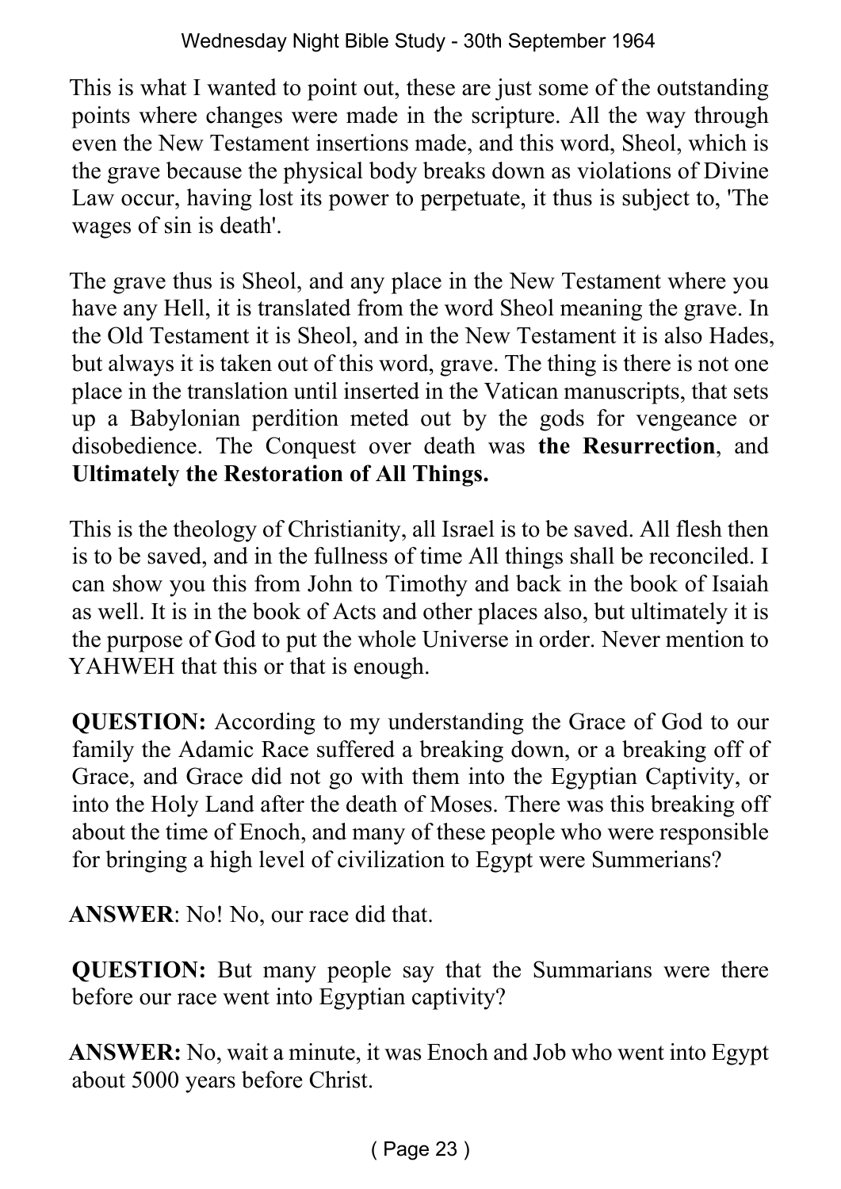This is what I wanted to point out, these are just some of the outstanding points where changes were made in the scripture. All the way through even the New Testament insertions made, and this word, Sheol, which is the grave because the physical body breaks down as violations of Divine Law occur, having lost its power to perpetuate, it thus is subject to, 'The wages of sin is death'.

The grave thus is Sheol, and any place in the New Testament where you have any Hell, it is translated from the word Sheol meaning the grave. In the Old Testament it is Sheol, and in the New Testament it is also Hades, but always it is taken out of this word, grave. The thing is there is not one place in the translation until inserted in the Vatican manuscripts, that sets up a Babylonian perdition meted out by the gods for vengeance or disobedience. The Conquest over death was **the Resurrection**, and **Ultimately the Restoration of All Things.**

This is the theology of Christianity, all Israel is to be saved. All flesh then is to be saved, and in the fullness of time All things shall be reconciled. I can show you this from John to Timothy and back in the book of Isaiah as well. It is in the book of Acts and other places also, but ultimately it is the purpose of God to put the whole Universe in order. Never mention to YAHWEH that this or that is enough.

**QUESTION:** According to my understanding the Grace of God to our family the Adamic Race suffered a breaking down, or a breaking off of Grace, and Grace did not go with them into the Egyptian Captivity, or into the Holy Land after the death of Moses. There was this breaking off about the time of Enoch, and many of these people who were responsible for bringing a high level of civilization to Egypt were Summerians?

**ANSWER**: No! No, our race did that.

**QUESTION:** But many people say that the Summarians were there before our race went into Egyptian captivity?

**ANSWER:** No, wait a minute, it was Enoch and Job who went into Egypt about 5000 years before Christ.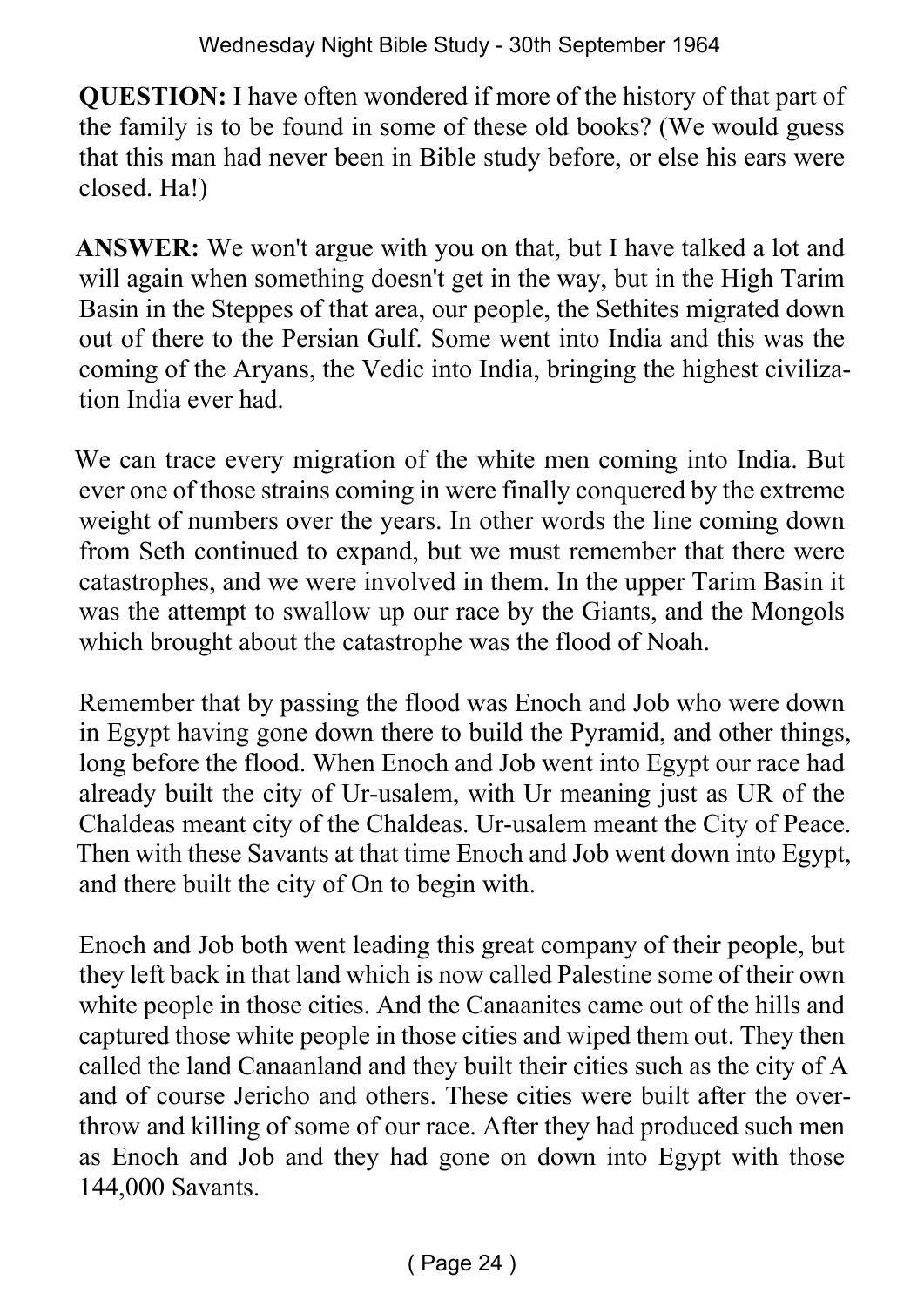**QUESTION:** I have often wondered if more of the history of that part of the family is to be found in some of these old books? (We would guess that this man had never been in Bible study before, or else his ears were closed. Ha!)

**ANSWER:** We won't argue with you on that, but I have talked a lot and will again when something doesn't get in the way, but in the High Tarim Basin in the Steppes of that area, our people, the Sethites migrated down out of there to the Persian Gulf. Some went into India and this was the coming of the Aryans, the Vedic into India, bringing the highest civilization India ever had.

We can trace every migration of the white men coming into India. But ever one of those strains coming in were finally conquered by the extreme weight of numbers over the years. In other words the line coming down from Seth continued to expand, but we must remember that there were catastrophes, and we were involved in them. In the upper Tarim Basin it was the attempt to swallow up our race by the Giants, and the Mongols which brought about the catastrophe was the flood of Noah.

Remember that by passing the flood was Enoch and Job who were down in Egypt having gone down there to build the Pyramid, and other things, long before the flood. When Enoch and Job went into Egypt our race had already built the city of Ur-usalem, with Ur meaning just as UR of the Chaldeas meant city of the Chaldeas. Ur-usalem meant the City of Peace. Then with these Savants at that time Enoch and Job went down into Egypt, and there built the city of On to begin with.

Enoch and Job both went leading this great company of their people, but they left back in that land which is now called Palestine some of their own white people in those cities. And the Canaanites came out of the hills and captured those white people in those cities and wiped them out. They then called the land Canaanland and they built their cities such as the city of A and of course Jericho and others. These cities were built after the overthrow and killing of some of our race. After they had produced such men as Enoch and Job and they had gone on down into Egypt with those 144,000 Savants.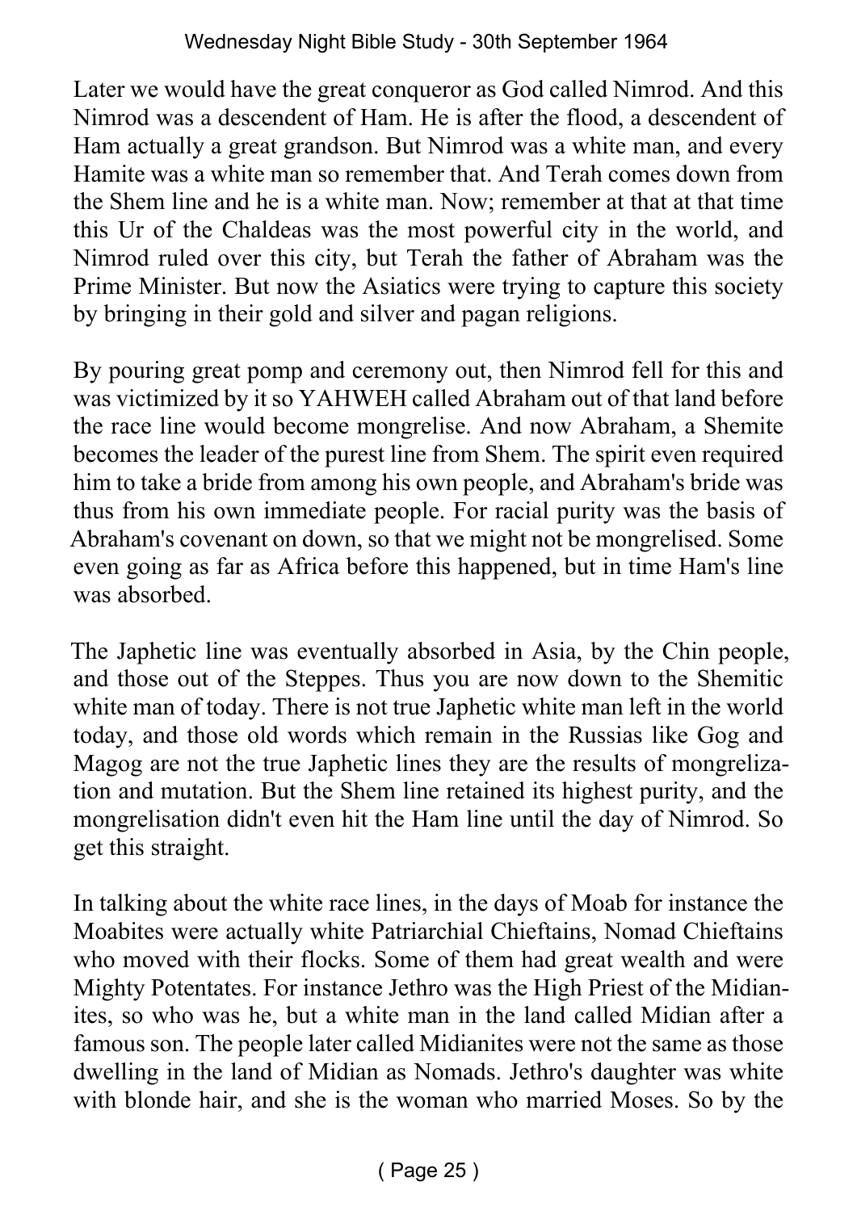Later we would have the great conqueror as God called Nimrod. And this Nimrod was a descendent of Ham. He is after the flood, a descendent of Ham actually a great grandson. But Nimrod was a white man, and every Hamite was a white man so remember that. And Terah comes down from the Shem line and he is a white man. Now; remember at that at that time this Ur of the Chaldeas was the most powerful city in the world, and Nimrod ruled over this city, but Terah the father of Abraham was the Prime Minister. But now the Asiatics were trying to capture this society by bringing in their gold and silver and pagan religions.

By pouring great pomp and ceremony out, then Nimrod fell for this and was victimized by it so YAHWEH called Abraham out of that land before the race line would become mongrelise. And now Abraham, a Shemite becomes the leader of the purest line from Shem. The spirit even required him to take a bride from among his own people, and Abraham's bride was thus from his own immediate people. For racial purity was the basis of Abraham's covenant on down, so that we might not be mongrelised. Some even going as far as Africa before this happened, but in time Ham's line was absorbed.

The Japhetic line was eventually absorbed in Asia, by the Chin people, and those out of the Steppes. Thus you are now down to the Shemitic white man of today. There is not true Japhetic white man left in the world today, and those old words which remain in the Russias like Gog and Magog are not the true Japhetic lines they are the results of mongrelization and mutation. But the Shem line retained its highest purity, and the mongrelisation didn't even hit the Ham line until the day of Nimrod. So get this straight.

In talking about the white race lines, in the days of Moab for instance the Moabites were actually white Patriarchial Chieftains, Nomad Chieftains who moved with their flocks. Some of them had great wealth and were Mighty Potentates. For instance Jethro was the High Priest of the Midianites, so who was he, but a white man in the land called Midian after a famous son. The people later called Midianites were not the same as those dwelling in the land of Midian as Nomads. Jethro's daughter was white with blonde hair, and she is the woman who married Moses. So by the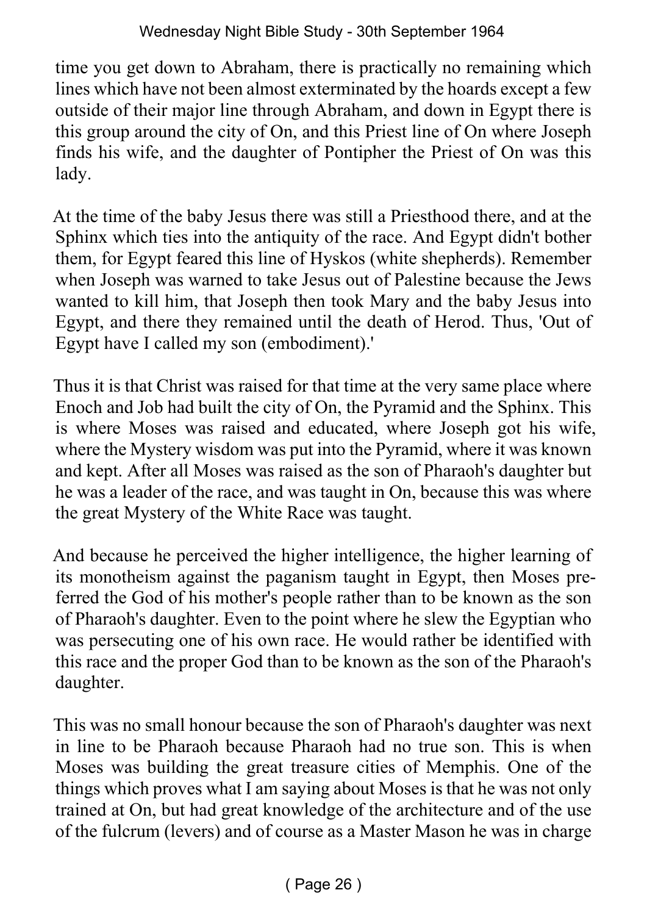time you get down to Abraham, there is practically no remaining which lines which have not been almost exterminated by the hoards except a few outside of their major line through Abraham, and down in Egypt there is this group around the city of On, and this Priest line of On where Joseph finds his wife, and the daughter of Pontipher the Priest of On was this lady.

At the time of the baby Jesus there was still a Priesthood there, and at the Sphinx which ties into the antiquity of the race. And Egypt didn't bother them, for Egypt feared this line of Hyskos (white shepherds). Remember when Joseph was warned to take Jesus out of Palestine because the Jews wanted to kill him, that Joseph then took Mary and the baby Jesus into Egypt, and there they remained until the death of Herod. Thus, 'Out of Egypt have I called my son (embodiment).'

Thus it is that Christ was raised for that time at the very same place where Enoch and Job had built the city of On, the Pyramid and the Sphinx. This is where Moses was raised and educated, where Joseph got his wife, where the Mystery wisdom was put into the Pyramid, where it was known and kept. After all Moses was raised as the son of Pharaoh's daughter but he was a leader of the race, and was taught in On, because this was where the great Mystery of the White Race was taught.

And because he perceived the higher intelligence, the higher learning of its monotheism against the paganism taught in Egypt, then Moses preferred the God of his mother's people rather than to be known as the son of Pharaoh's daughter. Even to the point where he slew the Egyptian who was persecuting one of his own race. He would rather be identified with this race and the proper God than to be known as the son of the Pharaoh's daughter.

This was no small honour because the son of Pharaoh's daughter was next in line to be Pharaoh because Pharaoh had no true son. This is when Moses was building the great treasure cities of Memphis. One of the things which proves what I am saying about Moses is that he was not only trained at On, but had great knowledge of the architecture and of the use of the fulcrum (levers) and of course as a Master Mason he was in charge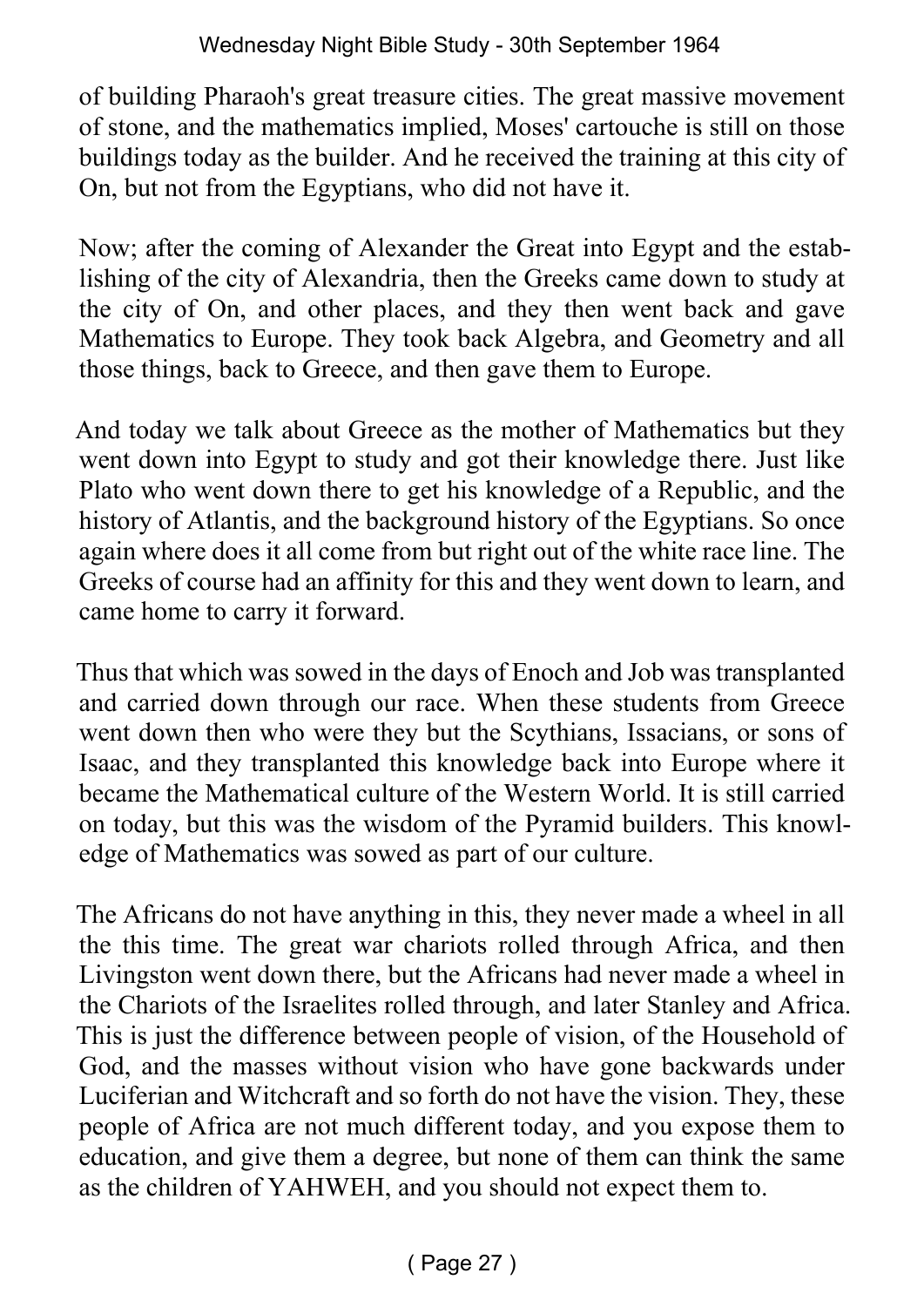of building Pharaoh's great treasure cities. The great massive movement of stone, and the mathematics implied, Moses' cartouche is still on those buildings today as the builder. And he received the training at this city of On, but not from the Egyptians, who did not have it.

Now; after the coming of Alexander the Great into Egypt and the establishing of the city of Alexandria, then the Greeks came down to study at the city of On, and other places, and they then went back and gave Mathematics to Europe. They took back Algebra, and Geometry and all those things, back to Greece, and then gave them to Europe.

And today we talk about Greece as the mother of Mathematics but they went down into Egypt to study and got their knowledge there. Just like Plato who went down there to get his knowledge of a Republic, and the history of Atlantis, and the background history of the Egyptians. So once again where does it all come from but right out of the white race line. The Greeks of course had an affinity for this and they went down to learn, and came home to carry it forward.

Thus that which was sowed in the days of Enoch and Job was transplanted and carried down through our race. When these students from Greece went down then who were they but the Scythians, Issacians, or sons of Isaac, and they transplanted this knowledge back into Europe where it became the Mathematical culture of the Western World. It is still carried on today, but this was the wisdom of the Pyramid builders. This knowledge of Mathematics was sowed as part of our culture.

The Africans do not have anything in this, they never made a wheel in all the this time. The great war chariots rolled through Africa, and then Livingston went down there, but the Africans had never made a wheel in the Chariots of the Israelites rolled through, and later Stanley and Africa. This is just the difference between people of vision, of the Household of God, and the masses without vision who have gone backwards under Luciferian and Witchcraft and so forth do not have the vision. They, these people of Africa are not much different today, and you expose them to education, and give them a degree, but none of them can think the same as the children of YAHWEH, and you should not expect them to.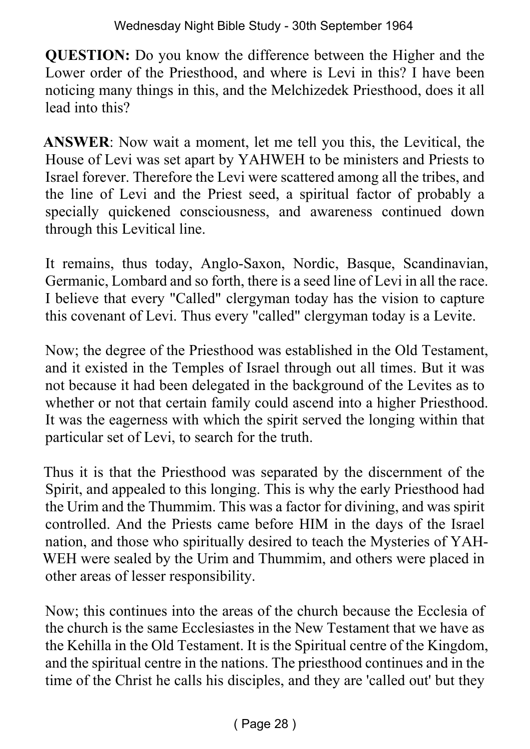**QUESTION:** Do you know the difference between the Higher and the Lower order of the Priesthood, and where is Levi in this? I have been noticing many things in this, and the Melchizedek Priesthood, does it all lead into this?

**ANSWER**: Now wait a moment, let me tell you this, the Levitical, the House of Levi was set apart by YAHWEH to be ministers and Priests to Israel forever. Therefore the Levi were scattered among all the tribes, and the line of Levi and the Priest seed, a spiritual factor of probably a specially quickened consciousness, and awareness continued down through this Levitical line.

It remains, thus today, Anglo-Saxon, Nordic, Basque, Scandinavian, Germanic, Lombard and so forth, there is a seed line of Levi in all the race. I believe that every "Called" clergyman today has the vision to capture this covenant of Levi. Thus every "called" clergyman today is a Levite.

Now; the degree of the Priesthood was established in the Old Testament, and it existed in the Temples of Israel through out all times. But it was not because it had been delegated in the background of the Levites as to whether or not that certain family could ascend into a higher Priesthood. It was the eagerness with which the spirit served the longing within that particular set of Levi, to search for the truth.

Thus it is that the Priesthood was separated by the discernment of the Spirit, and appealed to this longing. This is why the early Priesthood had the Urim and the Thummim. This was a factor for divining, and was spirit controlled. And the Priests came before HIM in the days of the Israel nation, and those who spiritually desired to teach the Mysteries of YAHWEH were sealed by the Urim and Thummim, and others were placed in other areas of lesser responsibility.

Now; this continues into the areas of the church because the Ecclesia of the church is the same Ecclesiastes in the New Testament that we have as the Kehilla in the Old Testament. It is the Spiritual centre of the Kingdom, and the spiritual centre in the nations. The priesthood continues and in the time of the Christ he calls his disciples, and they are 'called out' but they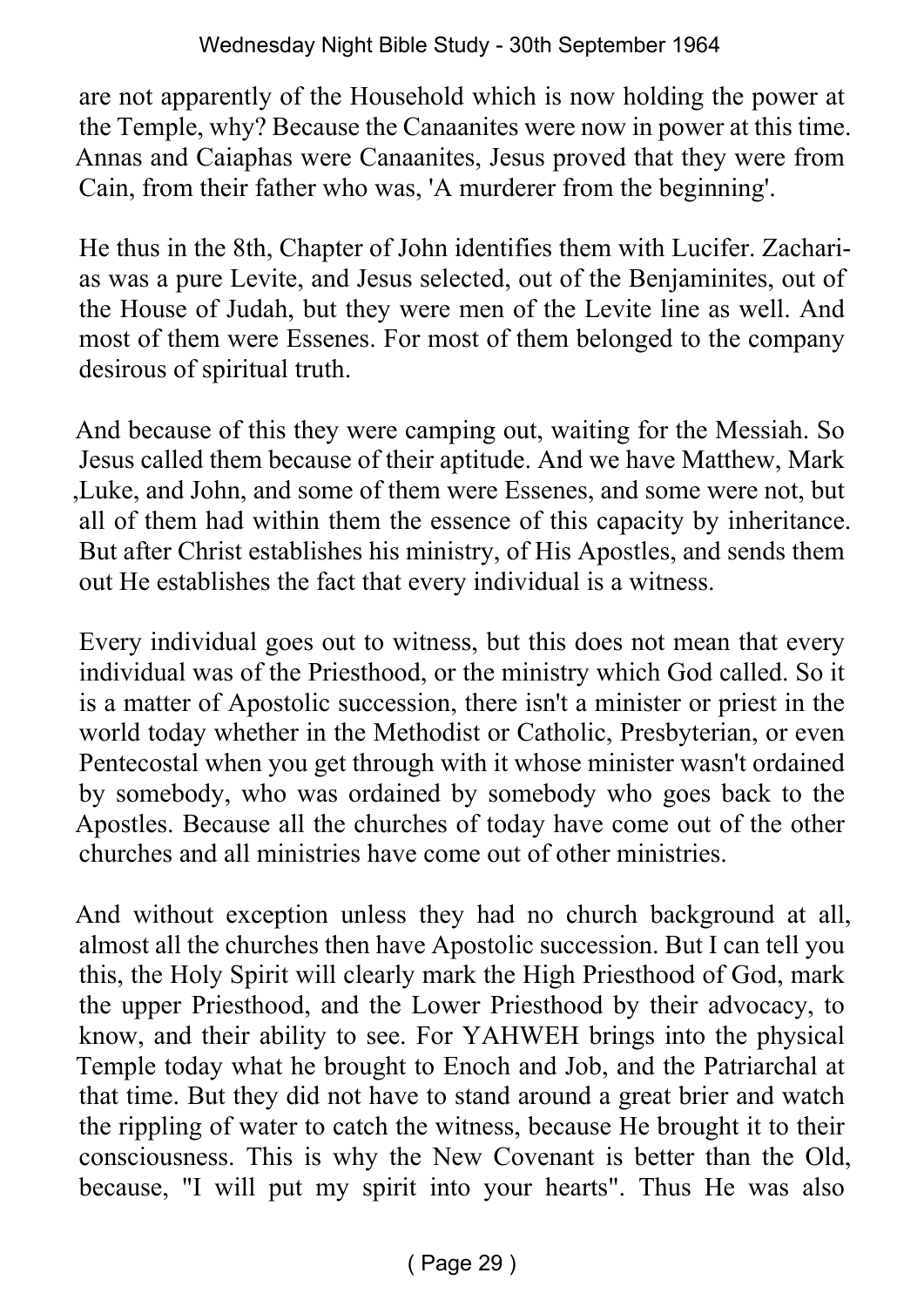are not apparently of the Household which is now holding the power at the Temple, why? Because the Canaanites were now in power at this time. Annas and Caiaphas were Canaanites, Jesus proved that they were from Cain, from their father who was, 'A murderer from the beginning'.

He thus in the 8th, Chapter of John identifies them with Lucifer. Zacharias was a pure Levite, and Jesus selected, out of the Benjaminites, out of the House of Judah, but they were men of the Levite line as well. And most of them were Essenes. For most of them belonged to the company desirous of spiritual truth.

And because of this they were camping out, waiting for the Messiah. So Jesus called them because of their aptitude. And we have Matthew, Mark ,Luke, and John, and some of them were Essenes, and some were not, but all of them had within them the essence of this capacity by inheritance. But after Christ establishes his ministry, of His Apostles, and sends them out He establishes the fact that every individual is a witness.

Every individual goes out to witness, but this does not mean that every individual was of the Priesthood, or the ministry which God called. So it is a matter of Apostolic succession, there isn't a minister or priest in the world today whether in the Methodist or Catholic, Presbyterian, or even Pentecostal when you get through with it whose minister wasn't ordained by somebody, who was ordained by somebody who goes back to the Apostles. Because all the churches of today have come out of the other churches and all ministries have come out of other ministries.

And without exception unless they had no church background at all, almost all the churches then have Apostolic succession. But I can tell you this, the Holy Spirit will clearly mark the High Priesthood of God, mark the upper Priesthood, and the Lower Priesthood by their advocacy, to know, and their ability to see. For YAHWEH brings into the physical Temple today what he brought to Enoch and Job, and the Patriarchal at that time. But they did not have to stand around a great brier and watch the rippling of water to catch the witness, because He brought it to their consciousness. This is why the New Covenant is better than the Old, because, "I will put my spirit into your hearts". Thus He was also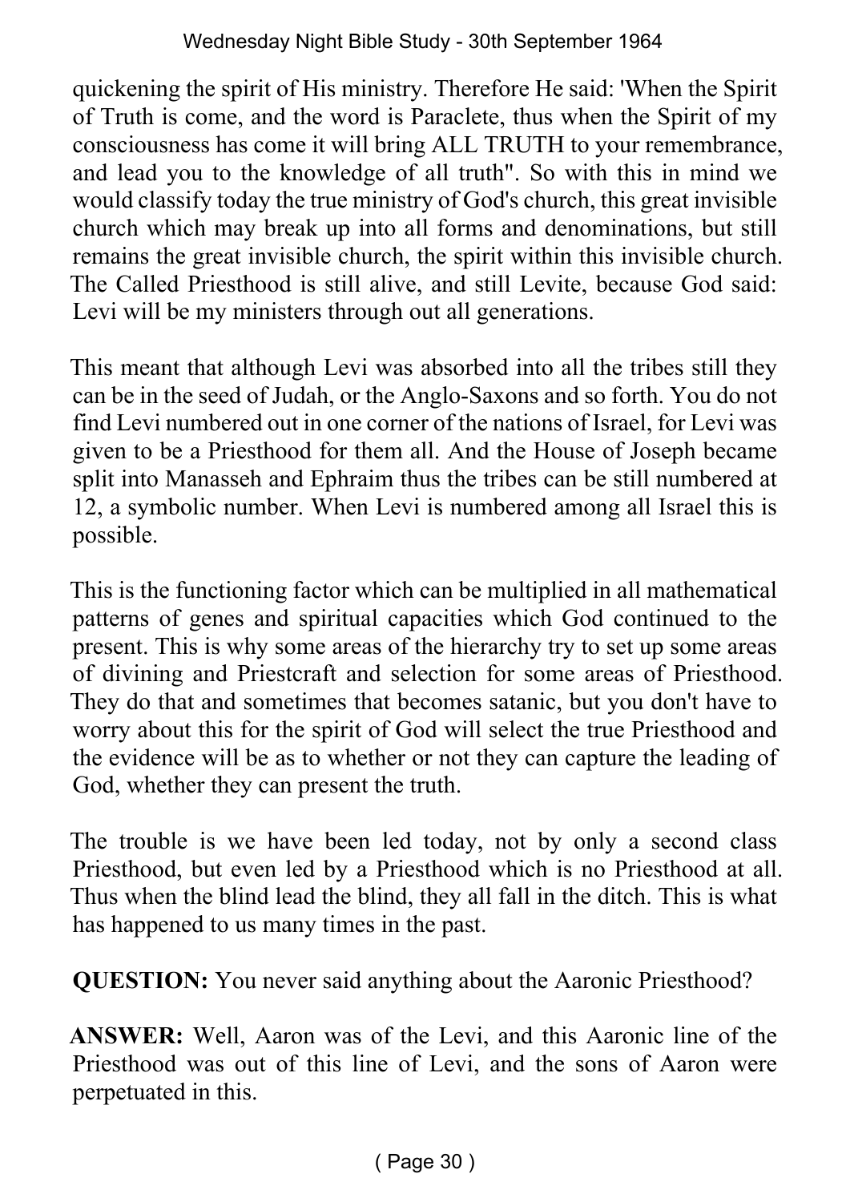quickening the spirit of His ministry. Therefore He said: 'When the Spirit of Truth is come, and the word is Paraclete, thus when the Spirit of my consciousness has come it will bring ALL TRUTH to your remembrance, and lead you to the knowledge of all truth". So with this in mind we would classify today the true ministry of God's church, this great invisible church which may break up into all forms and denominations, but still remains the great invisible church, the spirit within this invisible church. The Called Priesthood is still alive, and still Levite, because God said: Levi will be my ministers through out all generations.

This meant that although Levi was absorbed into all the tribes still they can be in the seed of Judah, or the Anglo-Saxons and so forth. You do not find Levi numbered out in one corner of the nations of Israel, for Levi was given to be a Priesthood for them all. And the House of Joseph became split into Manasseh and Ephraim thus the tribes can be still numbered at 12, a symbolic number. When Levi is numbered among all Israel this is possible.

This is the functioning factor which can be multiplied in all mathematical patterns of genes and spiritual capacities which God continued to the present. This is why some areas of the hierarchy try to set up some areas of divining and Priestcraft and selection for some areas of Priesthood. They do that and sometimes that becomes satanic, but you don't have to worry about this for the spirit of God will select the true Priesthood and the evidence will be as to whether or not they can capture the leading of God, whether they can present the truth.

The trouble is we have been led today, not by only a second class Priesthood, but even led by a Priesthood which is no Priesthood at all. Thus when the blind lead the blind, they all fall in the ditch. This is what has happened to us many times in the past.

**QUESTION:** You never said anything about the Aaronic Priesthood?

**ANSWER:** Well, Aaron was of the Levi, and this Aaronic line of the Priesthood was out of this line of Levi, and the sons of Aaron were perpetuated in this.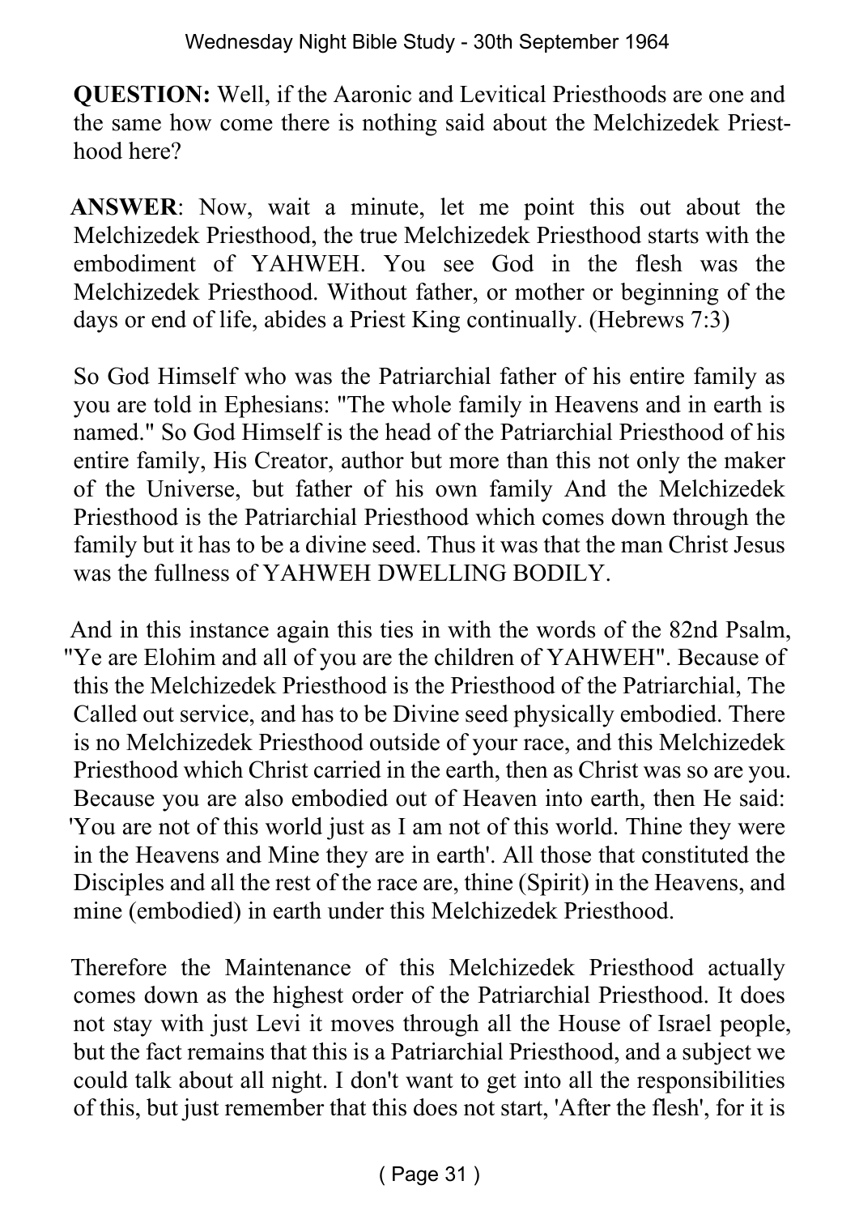**QUESTION:** Well, if the Aaronic and Levitical Priesthoods are one and the same how come there is nothing said about the Melchizedek Priesthood here?

**ANSWER**: Now, wait a minute, let me point this out about the Melchizedek Priesthood, the true Melchizedek Priesthood starts with the embodiment of YAHWEH. You see God in the flesh was the Melchizedek Priesthood. Without father, or mother or beginning of the days or end of life, abides a Priest King continually. (Hebrews 7:3)

So God Himself who was the Patriarchial father of his entire family as you are told in Ephesians: "The whole family in Heavens and in earth is named." So God Himself is the head of the Patriarchial Priesthood of his entire family, His Creator, author but more than this not only the maker of the Universe, but father of his own family And the Melchizedek Priesthood is the Patriarchial Priesthood which comes down through the family but it has to be a divine seed. Thus it was that the man Christ Jesus was the fullness of YAHWEH DWELLING BODILY.

And in this instance again this ties in with the words of the 82nd Psalm, "Ye are Elohim and all of you are the children of YAHWEH". Because of this the Melchizedek Priesthood is the Priesthood of the Patriarchial, The Called out service, and has to be Divine seed physically embodied. There is no Melchizedek Priesthood outside of your race, and this Melchizedek Priesthood which Christ carried in the earth, then as Christ was so are you. Because you are also embodied out of Heaven into earth, then He said: 'You are not of this world just as I am not of this world. Thine they were in the Heavens and Mine they are in earth'. All those that constituted the Disciples and all the rest of the race are, thine (Spirit) in the Heavens, and mine (embodied) in earth under this Melchizedek Priesthood.

Therefore the Maintenance of this Melchizedek Priesthood actually comes down as the highest order of the Patriarchial Priesthood. It does not stay with just Levi it moves through all the House of Israel people, but the fact remains that this is a Patriarchial Priesthood, and a subject we could talk about all night. I don't want to get into all the responsibilities of this, but just remember that this does not start, 'After the flesh', for it is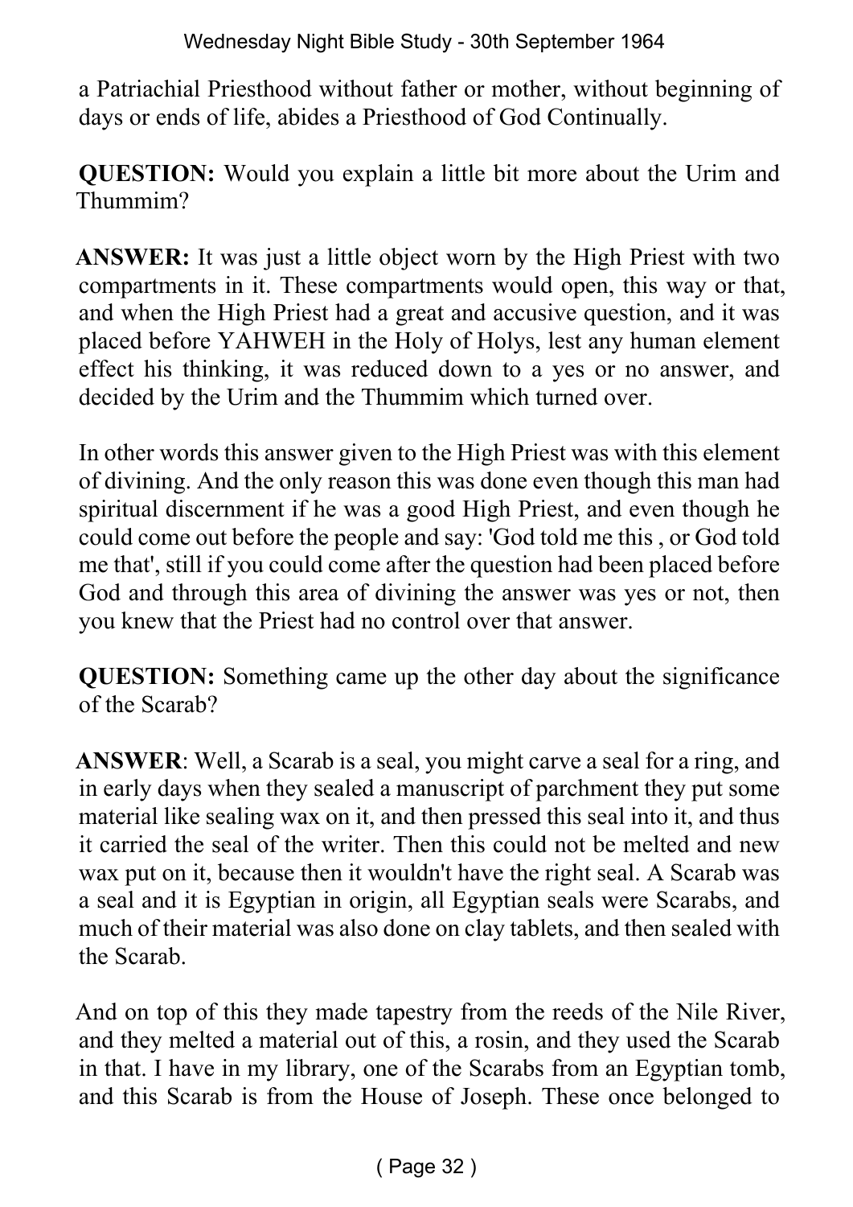a Patriachial Priesthood without father or mother, without beginning of days or ends of life, abides a Priesthood of God Continually.

**QUESTION:** Would you explain a little bit more about the Urim and Thummim?

**ANSWER:** It was just a little object worn by the High Priest with two compartments in it. These compartments would open, this way or that, and when the High Priest had a great and accusive question, and it was placed before YAHWEH in the Holy of Holys, lest any human element effect his thinking, it was reduced down to a yes or no answer, and decided by the Urim and the Thummim which turned over.

In other words this answer given to the High Priest was with this element of divining. And the only reason this was done even though this man had spiritual discernment if he was a good High Priest, and even though he could come out before the people and say: 'God told me this , or God told me that', still if you could come after the question had been placed before God and through this area of divining the answer was yes or not, then you knew that the Priest had no control over that answer.

**QUESTION:** Something came up the other day about the significance of the Scarab?

**ANSWER**: Well, a Scarab is a seal, you might carve a seal for a ring, and in early days when they sealed a manuscript of parchment they put some material like sealing wax on it, and then pressed this seal into it, and thus it carried the seal of the writer. Then this could not be melted and new wax put on it, because then it wouldn't have the right seal. A Scarab was a seal and it is Egyptian in origin, all Egyptian seals were Scarabs, and much of their material was also done on clay tablets, and then sealed with the Scarab.

And on top of this they made tapestry from the reeds of the Nile River, and they melted a material out of this, a rosin, and they used the Scarab in that. I have in my library, one of the Scarabs from an Egyptian tomb, and this Scarab is from the House of Joseph. These once belonged to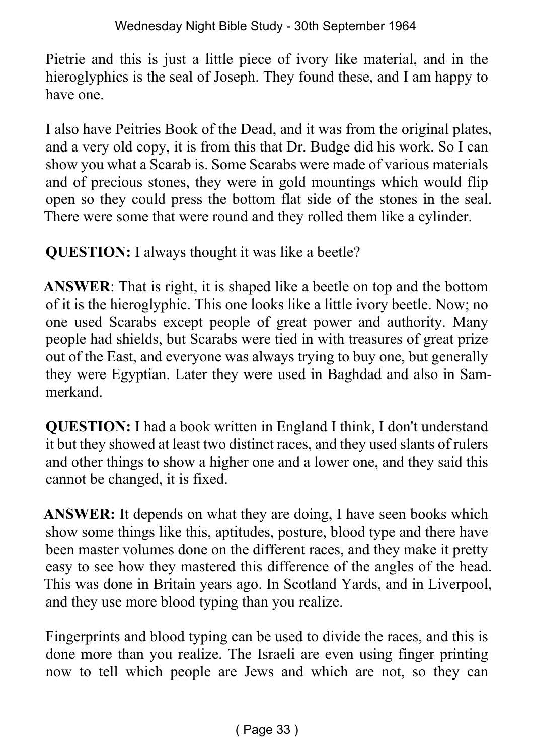Pietrie and this is just a little piece of ivory like material, and in the hieroglyphics is the seal of Joseph. They found these, and I am happy to have one.

I also have Peitries Book of the Dead, and it was from the original plates, and a very old copy, it is from this that Dr. Budge did his work. So I can show you what a Scarab is. Some Scarabs were made of various materials and of precious stones, they were in gold mountings which would flip open so they could press the bottom flat side of the stones in the seal. There were some that were round and they rolled them like a cylinder.

**QUESTION:** I always thought it was like a beetle?

**ANSWER**: That is right, it is shaped like a beetle on top and the bottom of it is the hieroglyphic. This one looks like a little ivory beetle. Now; no one used Scarabs except people of great power and authority. Many people had shields, but Scarabs were tied in with treasures of great prize out of the East, and everyone was always trying to buy one, but generally they were Egyptian. Later they were used in Baghdad and also in Sammerkand.

**QUESTION:** I had a book written in England I think, I don't understand it but they showed at least two distinct races, and they used slants of rulers and other things to show a higher one and a lower one, and they said this cannot be changed, it is fixed.

**ANSWER:** It depends on what they are doing, I have seen books which show some things like this, aptitudes, posture, blood type and there have been master volumes done on the different races, and they make it pretty easy to see how they mastered this difference of the angles of the head. This was done in Britain years ago. In Scotland Yards, and in Liverpool, and they use more blood typing than you realize.

Fingerprints and blood typing can be used to divide the races, and this is done more than you realize. The Israeli are even using finger printing now to tell which people are Jews and which are not, so they can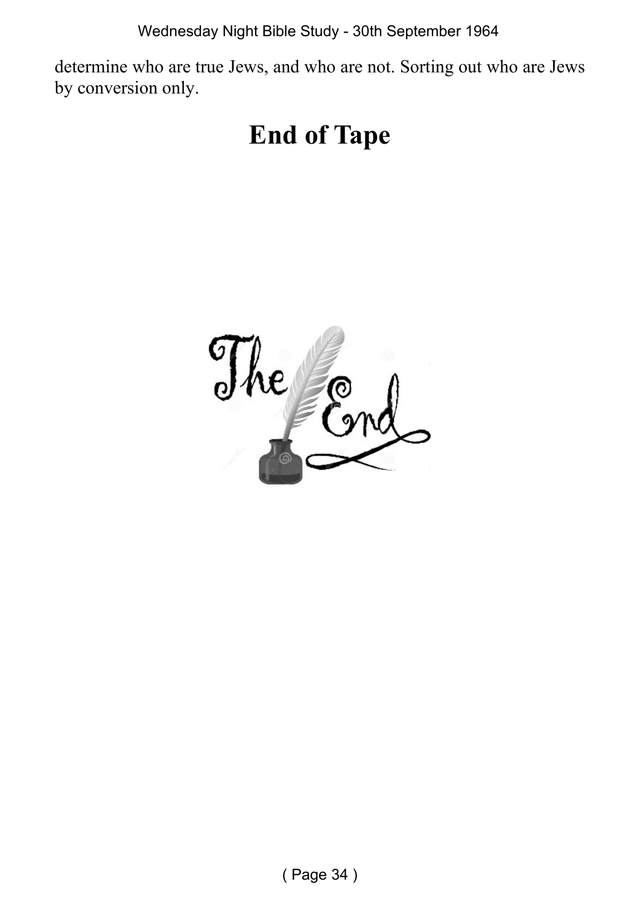determine who are true Jews, and who are not. Sorting out who are Jews by conversion only.

# End of Tape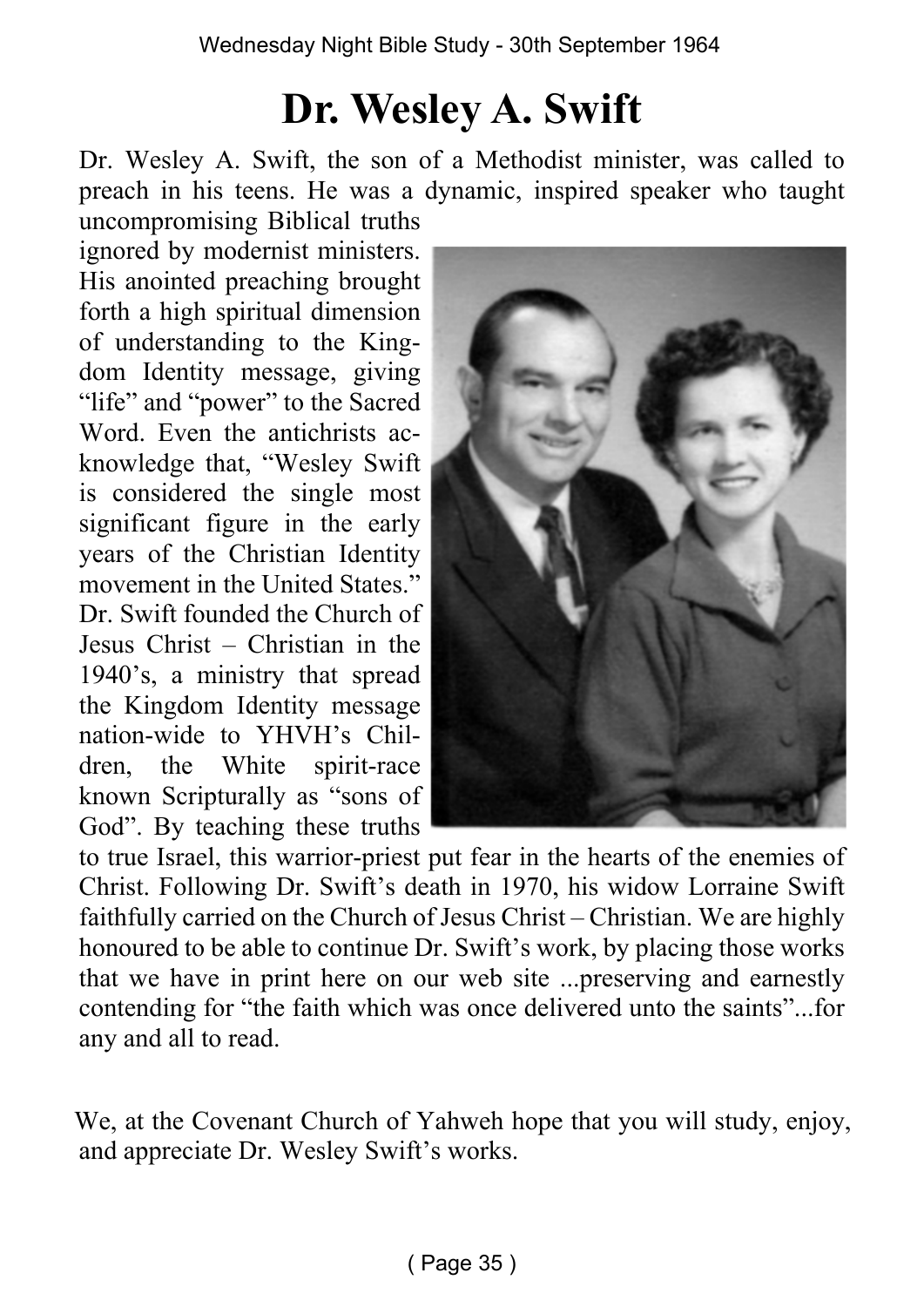# Dr. Wesley A. Swift

Dr. Wesley A. Swift, the son of a Methodist minister, was called to preach in his teens. He was a dynamic, inspired speaker who taught uncompromising Biblical truths ignored by modernist ministers. His anointed preaching brought forth a high spiritual dimension of understanding to the Kingdom Identity message, giving "life" and "power" to the Sacred Word. Even the antichrists acknowledge that, "Wesley Swift is considered the single most significant figure in the early years of the Christian Identity movement in the United States." Dr. Swift founded the Church of Jesus Christ – Christian in the 1940's, a ministry that spread the Kingdom Identity message nation-wide to YHVH's Children, the White spirit-race known Scripturally as "sons of God". By teaching these truths to true Israel, this warrior-priest put fear in the hearts of the enemies of Christ. Following Dr. Swift's death in 1970, his widow Lorraine Swift faithfully carried on the Church of Jesus Christ – Christian. We are highly honoured to be able to continue Dr. Swift's work, by placing those works that we have in print here on our web site ...preserving and earnestly contending for "the faith which was once delivered unto the saints"...for any and all to read.

We, at the Covenant Church of Yahweh hope that you will study, enjoy, and appreciate Dr. Wesley Swift's works.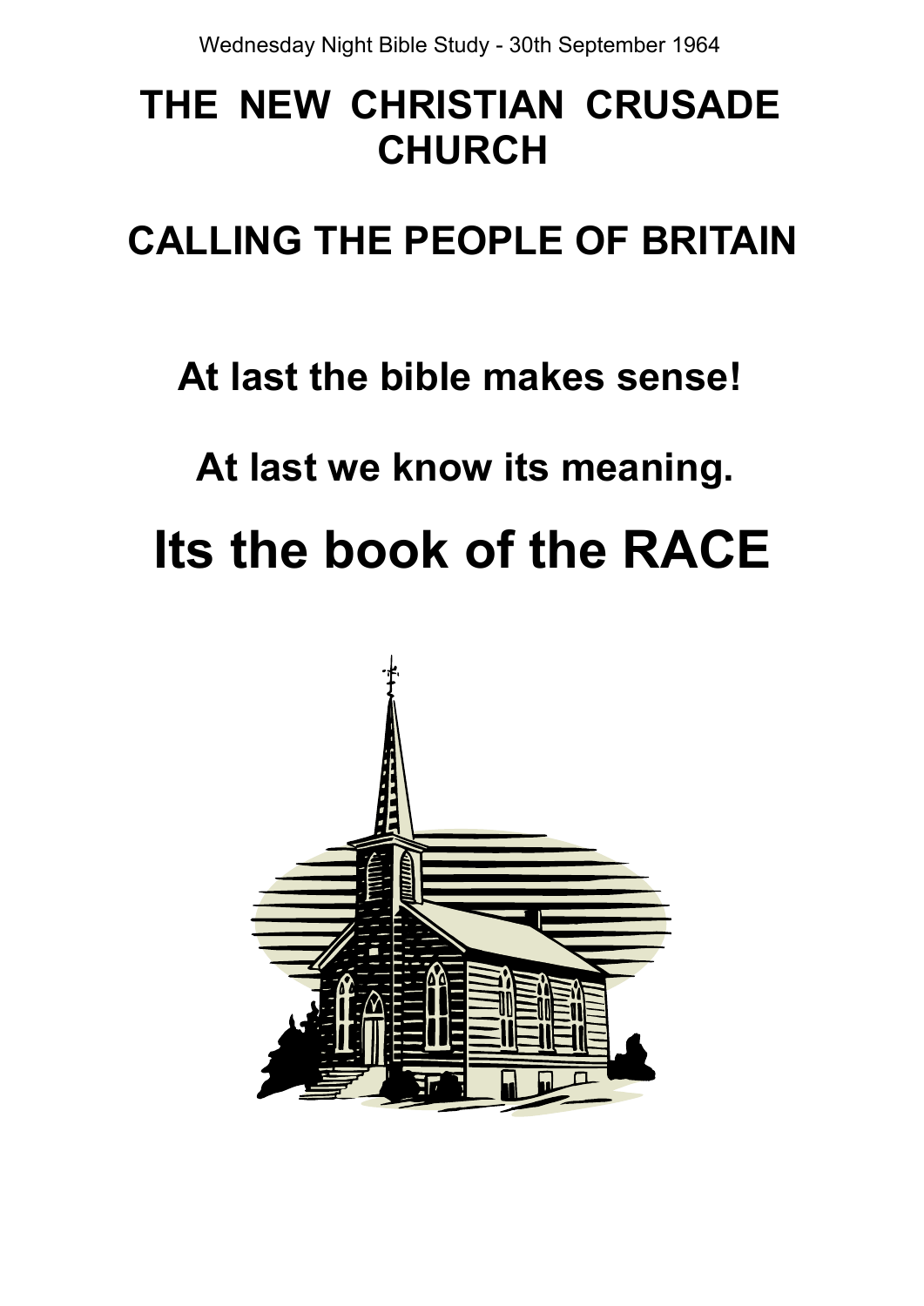Wednesday Night Bible Study - 30th September 1964

# THE NEW CHRISTIAN CRUSADE CHURCH

## CALLING THE PEOPLE OF BRITAIN

**At last the bible makes sense!**

**At last we know its meaning.**

# Its the book of the RACE